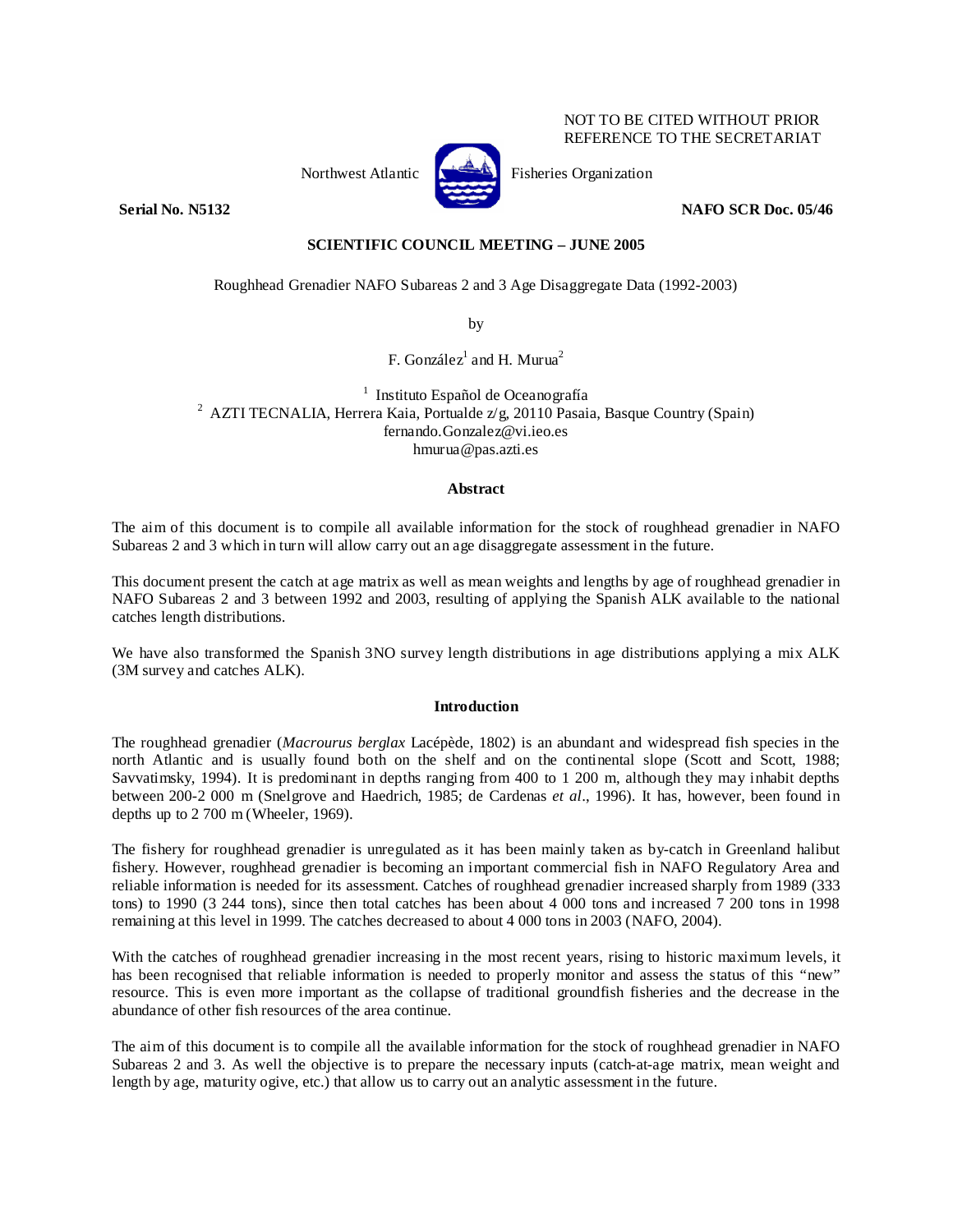NOT TO BE CITED WITHOUT PRIOR REFERENCE TO THE SECRETARIAT

Northwest Atlantic Fisheries Organization

**Serial No. N5132** **NAFO SCR Doc. 05/46**

**SCIENTIFIC COUNCIL MEETING – JUNE 2005**

Roughhead Grenadier NAFO Subareas 2 and 3 Age Disaggregate Data (1992-2003)

by

F. González[1] and H. Murua[2]

[1] Instituto Español de Oceanografía
[2] AZTI TECNALIA, Herrera Kaia, Portualde z/g, 20110 Pasaia, Basque Country (Spain)
fernando.Gonzalez@vi.ieo.es
hmurua@pas.azti.es

## Abstract

The aim of this document is to compile all available information for the stock of roughhead grenadier in NAFO Subareas 2 and 3 which in turn will allow carry out an age disaggregate assessment in the future.

This document present the catch at age matrix as well as mean weights and lengths by age of roughhead grenadier in NAFO Subareas 2 and 3 between 1992 and 2003, resulting of applying the Spanish ALK available to the national catches length distributions.

We have also transformed the Spanish 3NO survey length distributions in age distributions applying a mix ALK (3M survey and catches ALK).

## Introduction

The roughhead grenadier (*Macrourus berglax* Lacépède, 1802) is an abundant and widespread fish species in the north Atlantic and is usually found both on the shelf and on the continental slope (Scott and Scott, 1988; Savvatimsky, 1994). It is predominant in depths ranging from 400 to 1 200 m, although they may inhabit depths between 200-2 000 m (Snelgrove and Haedrich, 1985; de Cardenas *et al*., 1996). It has, however, been found in depths up to 2 700 m (Wheeler, 1969).

The fishery for roughhead grenadier is unregulated as it has been mainly taken as by-catch in Greenland halibut fishery. However, roughhead grenadier is becoming an important commercial fish in NAFO Regulatory Area and reliable information is needed for its assessment. Catches of roughhead grenadier increased sharply from 1989 (333 tons) to 1990 (3 244 tons), since then total catches has been about 4 000 tons and increased 7 200 tons in 1998 remaining at this level in 1999. The catches decreased to about 4 000 tons in 2003 (NAFO, 2004).

With the catches of roughhead grenadier increasing in the most recent years, rising to historic maximum levels, it has been recognised that reliable information is needed to properly monitor and assess the status of this "new" resource. This is even more important as the collapse of traditional groundfish fisheries and the decrease in the abundance of other fish resources of the area continue.

The aim of this document is to compile all the available information for the stock of roughhead grenadier in NAFO Subareas 2 and 3. As well the objective is to prepare the necessary inputs (catch-at-age matrix, mean weight and length by age, maturity ogive, etc.) that allow us to carry out an analytic assessment in the future.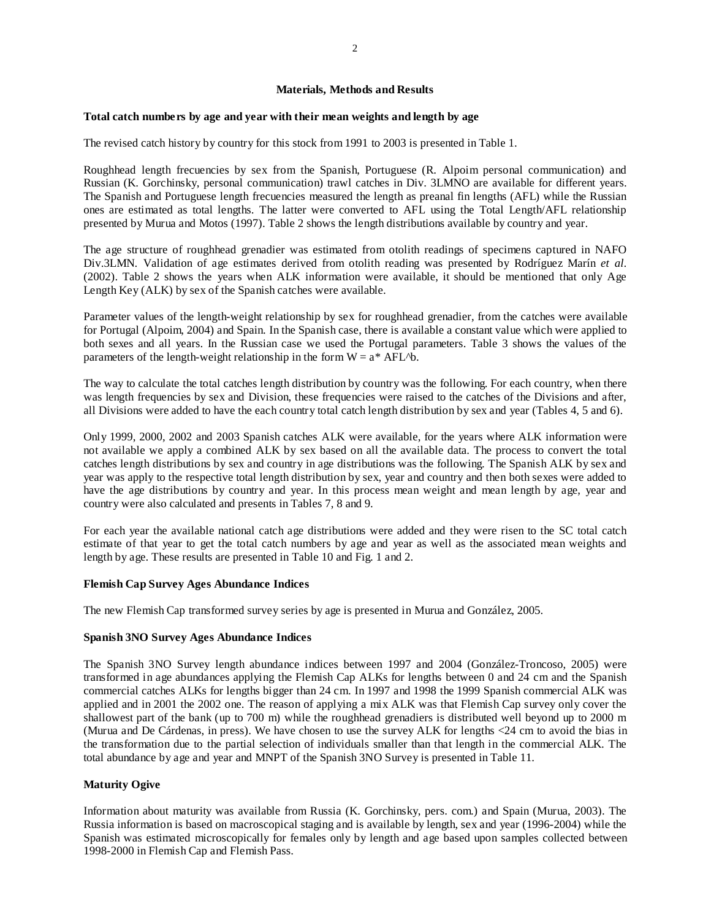## Materials, Methods and Results

### Total catch numbers by age and year with their mean weights and length by age

The revised catch history by country for this stock from 1991 to 2003 is presented in Table 1.

Roughhead length frecuencies by sex from the Spanish, Portuguese (R. Alpoim personal communication) and Russian (K. Gorchinsky, personal communication) trawl catches in Div. 3LMNO are available for different years. The Spanish and Portuguese length frecuencies measured the length as preanal fin lengths (AFL) while the Russian ones are estimated as total lengths. The latter were converted to AFL using the Total Length/AFL relationship presented by Murua and Motos (1997). Table 2 shows the length distributions available by country and year.

The age structure of roughhead grenadier was estimated from otolith readings of specimens captured in NAFO Div.3LMN. Validation of age estimates derived from otolith reading was presented by Rodríguez Marín *et al*. (2002). Table 2 shows the years when ALK information were available, it should be mentioned that only Age Length Key (ALK) by sex of the Spanish catches were available.

Parameter values of the length-weight relationship by sex for roughhead grenadier, from the catches were available for Portugal (Alpoim, 2004) and Spain. In the Spanish case, there is available a constant value which were applied to both sexes and all years. In the Russian case we used the Portugal parameters. Table 3 shows the values of the parameters of the length-weight relationship in the form $W = a^{*} AFL^{b}$.

The way to calculate the total catches length distribution by country was the following. For each country, when there was length frequencies by sex and Division, these frequencies were raised to the catches of the Divisions and after, all Divisions were added to have the each country total catch length distribution by sex and year (Tables 4, 5 and 6).

Only 1999, 2000, 2002 and 2003 Spanish catches ALK were available, for the years where ALK information were not available we apply a combined ALK by sex based on all the available data. The process to convert the total catches length distributions by sex and country in age distributions was the following. The Spanish ALK by sex and year was apply to the respective total length distribution by sex, year and country and then both sexes were added to have the age distributions by country and year. In this process mean weight and mean length by age, year and country were also calculated and presents in Tables 7, 8 and 9.

For each year the available national catch age distributions were added and they were risen to the SC total catch estimate of that year to get the total catch numbers by age and year as well as the associated mean weights and length by age. These results are presented in Table 10 and Fig. 1 and 2.

### Flemish Cap Survey Ages Abundance Indices

The new Flemish Cap transformed survey series by age is presented in Murua and González, 2005.

### Spanish 3NO Survey Ages Abundance Indices

The Spanish 3NO Survey length abundance indices between 1997 and 2004 (González-Troncoso, 2005) were transformed in age abundances applying the Flemish Cap ALKs for lengths between 0 and 24 cm and the Spanish commercial catches ALKs for lengths bigger than 24 cm. In 1997 and 1998 the 1999 Spanish commercial ALK was applied and in 2001 the 2002 one. The reason of applying a mix ALK was that Flemish Cap survey only cover the shallowest part of the bank (up to 700 m) while the roughhead grenadiers is distributed well beyond up to 2000 m (Murua and De Cárdenas, in press). We have chosen to use the survey ALK for lengths <24 cm to avoid the bias in the transformation due to the partial selection of individuals smaller than that length in the commercial ALK. The total abundance by age and year and MNPT of the Spanish 3NO Survey is presented in Table 11.

### Maturity Ogive

Information about maturity was available from Russia (K. Gorchinsky, pers. com.) and Spain (Murua, 2003). The Russia information is based on macroscopical staging and is available by length, sex and year (1996-2004) while the Spanish was estimated microscopically for females only by length and age based upon samples collected between 1998-2000 in Flemish Cap and Flemish Pass.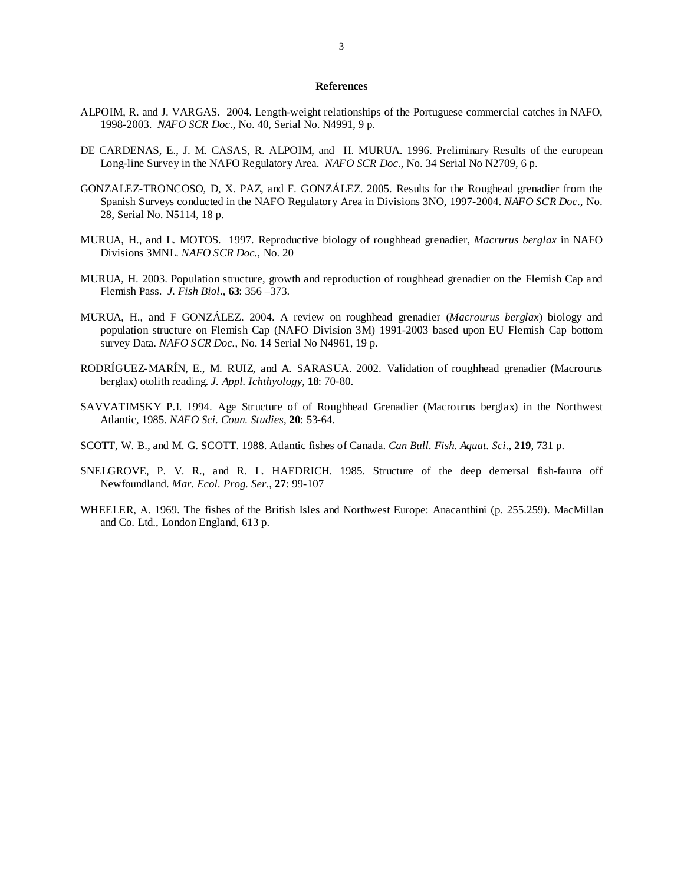## References

ALPOIM, R. and J. VARGAS. 2004. Length-weight relationships of the Portuguese commercial catches in NAFO, 1998-2003. *NAFO SCR Doc*., No. 40, Serial No. N4991, 9 p.

DE CARDENAS, E., J. M. CASAS, R. ALPOIM, and H. MURUA. 1996. Preliminary Results of the european Long-line Survey in the NAFO Regulatory Area. *NAFO SCR Doc*., No. 34 Serial No N2709, 6 p.

GONZALEZ-TRONCOSO, D, X. PAZ, and F. GONZÁLEZ. 2005. Results for the Roughead grenadier from the Spanish Surveys conducted in the NAFO Regulatory Area in Divisions 3NO, 1997-2004. *NAFO SCR Doc*., No. 28, Serial No. N5114, 18 p.

MURUA, H., and L. MOTOS. 1997. Reproductive biology of roughhead grenadier, *Macrurus berglax* in NAFO Divisions 3MNL. *NAFO SCR Doc.*, No. 20

MURUA, H. 2003. Population structure, growth and reproduction of roughhead grenadier on the Flemish Cap and Flemish Pass. *J. Fish Biol*., **63**: 356 –373.

MURUA, H., and F GONZÁLEZ. 2004. A review on roughhead grenadier (*Macrourus berglax*) biology and population structure on Flemish Cap (NAFO Division 3M) 1991-2003 based upon EU Flemish Cap bottom survey Data. *NAFO SCR Doc.*, No. 14 Serial No N4961, 19 p.

RODRÍGUEZ-MARÍN, E., M. RUIZ, and A. SARASUA. 2002. Validation of roughhead grenadier (Macrourus berglax) otolith reading. *J. Appl. Ichthyology*, **18**: 70-80.

SAVVATIMSKY P.I. 1994. Age Structure of of Roughhead Grenadier (Macrourus berglax) in the Northwest Atlantic, 1985. *NAFO Sci. Coun. Studies*, **20**: 53-64.

SCOTT, W. B., and M. G. SCOTT. 1988. Atlantic fishes of Canada. *Can Bull. Fish. Aquat. Sci*., **219**, 731 p.

SNELGROVE, P. V. R., and R. L. HAEDRICH. 1985. Structure of the deep demersal fish-fauna off Newfoundland. *Mar. Ecol. Prog. Ser*., **27**: 99-107

WHEELER, A. 1969. The fishes of the British Isles and Northwest Europe: Anacanthini (p. 255.259). MacMillan and Co. Ltd., London England, 613 p.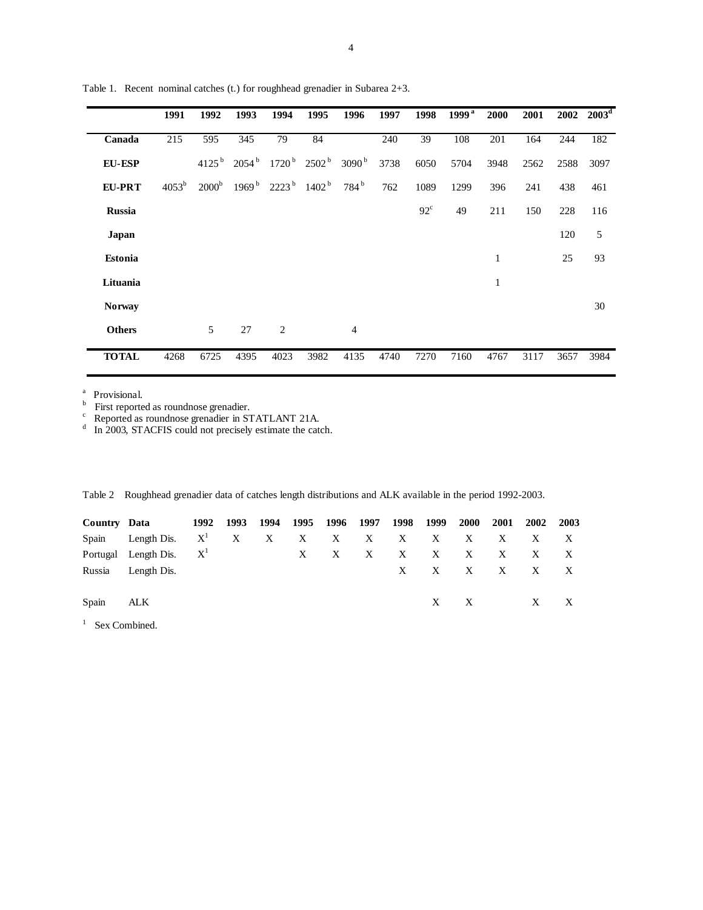Table 1. Recent nominal catches (t.) for roughhead grenadier in Subarea 2+3.

| | 1991 | 1992 | 1993 | 1994 | 1995 | 1996 | 1997 | 1998 | 1999 [a] | 2000 | 2001 | 2002 | 2003 [d] |
|---|---|---|---|---|---|---|---|---|---|---|---|---|---|
| **Canada** | 215 | 595 | 345 | 79 | 84 | | 240 | 39 | 108 | 201 | 164 | 244 | 182 |
| **EU-ESP** | | 4125 [b] | 2054 [b] | 1720 [b] | 2502 [b] | 3090 [b] | 3738 | 6050 | 5704 | 3948 | 2562 | 2588 | 3097 |
| **EU-PRT** | 4053 [b] | 2000 [b] | 1969 [b] | 2223 [b] | 1402 [b] | 784 [b] | 762 | 1089 | 1299 | 396 | 241 | 438 | 461 |
| **Russia** | | | | | | | | 92 [c] | 49 | 211 | 150 | 228 | 116 |
| **Japan** | | | | | | | | | | | | 120 | 5 |
| **Estonia** | | | | | | | | | | 1 | | 25 | 93 |
| **Lituania** | | | | | | | | | | 1 | | | |
| **Norway** | | | | | | | | | | | | | 30 |
| **Others** | | 5 | 27 | 2 | | 4 | | | | | | | |
| **TOTAL** | 4268 | 6725 | 4395 | 4023 | 3982 | 4135 | 4740 | 7270 | 7160 | 4767 | 3117 | 3657 | 3984 |

[a] Provisional.
[b] First reported as roundnose grenadier.
[c] Reported as roundnose grenadier in STATLANT 21A.
[d] In 2003, STACFIS could not precisely estimate the catch.

Table 2 Roughhead grenadier data of catches length distributions and ALK available in the period 1992-2003.

| Country | Data | 1992 | 1993 | 1994 | 1995 | 1996 | 1997 | 1998 | 1999 | 2000 | 2001 | 2002 | 2003 |
|---|---|---|---|---|---|---|---|---|---|---|---|---|---|
| Spain | Length Dis. | X [1] | X | X | X | X | X | X | X | X | X | X | X |
| Portugal | Length Dis. | X [1] | | | X | X | X | X | X | X | X | X | X |
| Russia | Length Dis. | | | | | | | X | X | X | X | X | X |
| Spain | ALK | | | | | | | | X | X | | X | X |

[1] Sex Combined.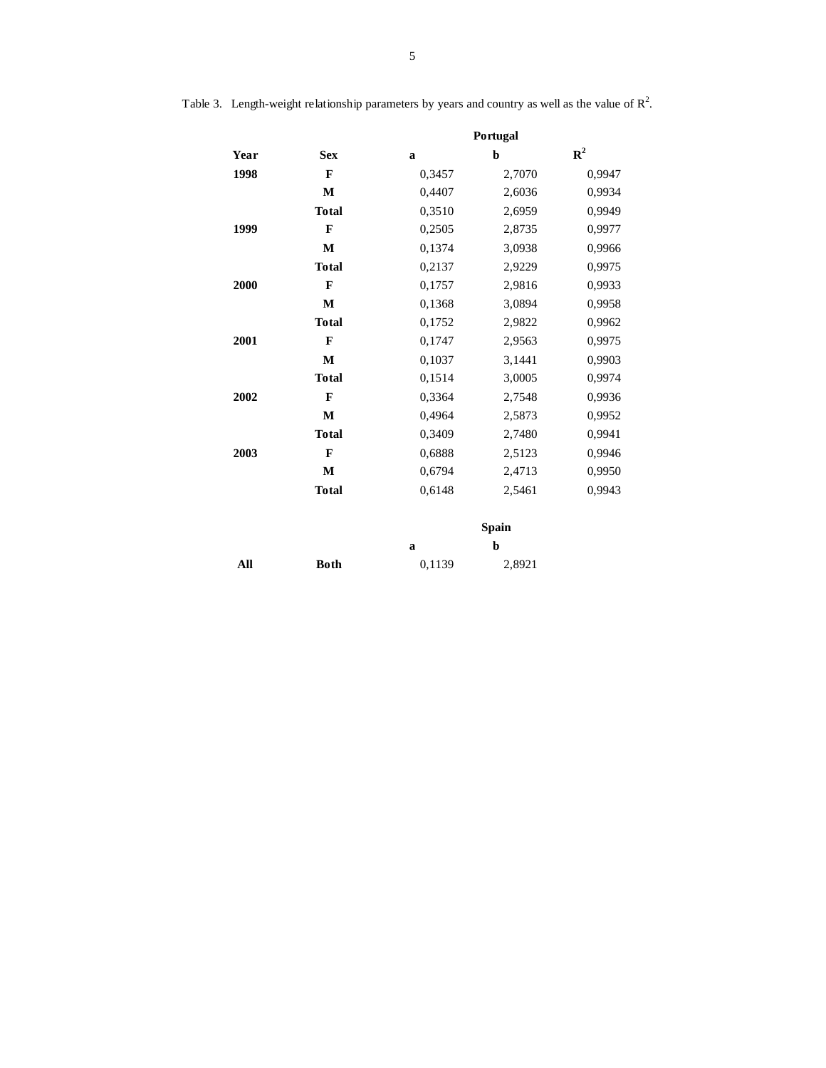Table 3. Length-weight relationship parameters by years and country as well as the value of $R^2$.

| | | Portugal | | |
|---|---|---|---|---|
| **Year** | **Sex** | **a** | **b** | $\mathbf{R^2}$ |
| **1998** | **F** | 0,3457 | 2,7070 | 0,9947 |
| | **M** | 0,4407 | 2,6036 | 0,9934 |
| | **Total** | 0,3510 | 2,6959 | 0,9949 |
| **1999** | **F** | 0,2505 | 2,8735 | 0,9977 |
| | **M** | 0,1374 | 3,0938 | 0,9966 |
| | **Total** | 0,2137 | 2,9229 | 0,9975 |
| **2000** | **F** | 0,1757 | 2,9816 | 0,9933 |
| | **M** | 0,1368 | 3,0894 | 0,9958 |
| | **Total** | 0,1752 | 2,9822 | 0,9962 |
| **2001** | **F** | 0,1747 | 2,9563 | 0,9975 |
| | **M** | 0,1037 | 3,1441 | 0,9903 |
| | **Total** | 0,1514 | 3,0005 | 0,9974 |
| **2002** | **F** | 0,3364 | 2,7548 | 0,9936 |
| | **M** | 0,4964 | 2,5873 | 0,9952 |
| | **Total** | 0,3409 | 2,7480 | 0,9941 |
| **2003** | **F** | 0,6888 | 2,5123 | 0,9946 |
| | **M** | 0,6794 | 2,4713 | 0,9950 |
| | **Total** | 0,6148 | 2,5461 | 0,9943 |

| | | Spain | |
|---|---|---|---|
| | | **a** | **b** |
| **All** | **Both** | 0,1139 | 2,8921 |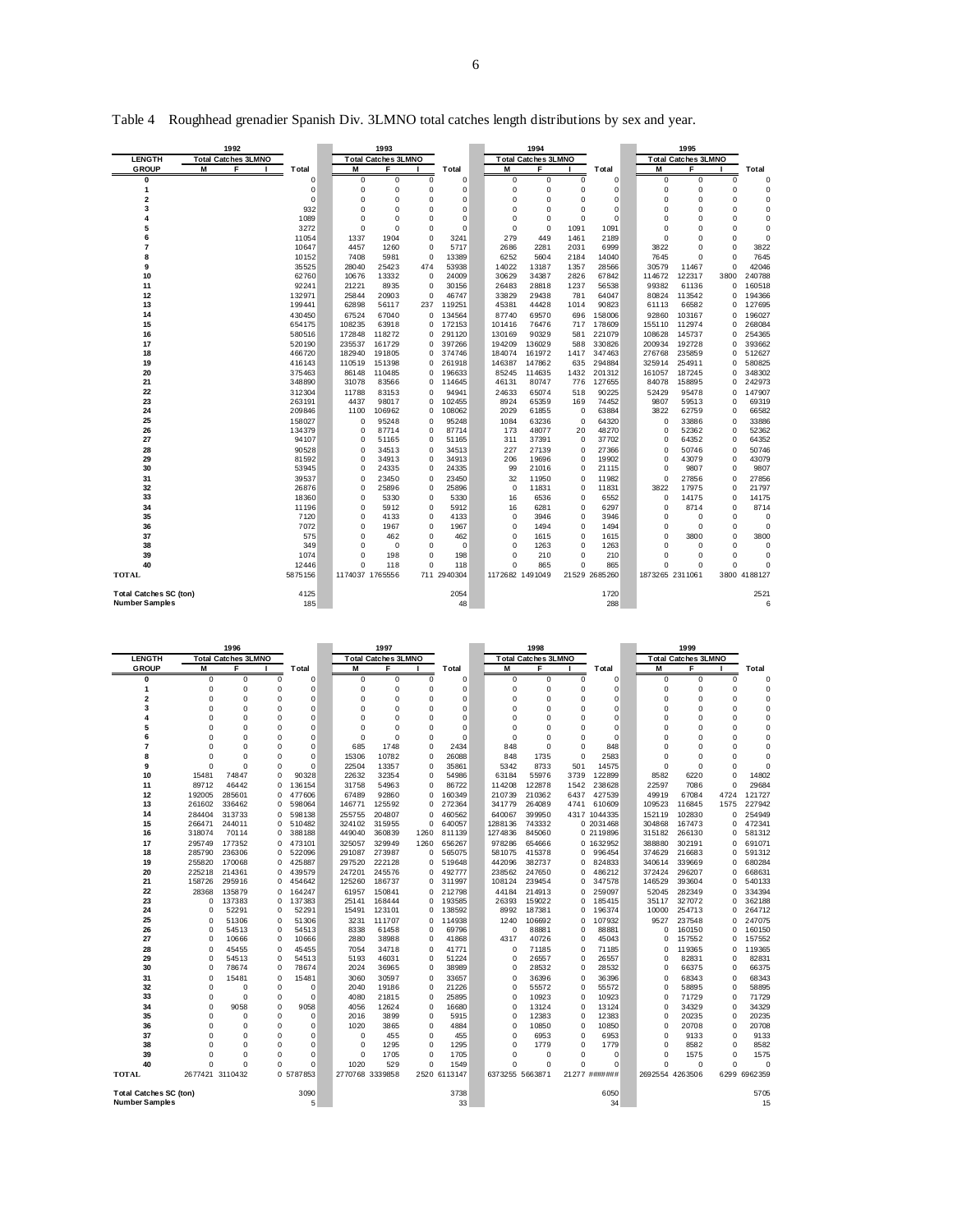Table 4 Roughhead grenadier Spanish Div. 3LMNO total catches length distributions by sex and year.

| LENGTH GROUP | 1992 Total Catches 3LMNO M | F | I | Total | 1993 Total Catches 3LMNO M | F | I | Total | 1994 Total Catches 3LMNO M | F | I | Total | 1995 Total Catches 3LMNO M | F | I | Total |
|---|---|---|---|---|---|---|---|---|---|---|---|---|---|---|---|---|
| 0 | | | | 0 | 0 | 0 | 0 | 0 | 0 | 0 | 0 | 0 | 0 | 0 | 0 | 0 |
| 1 | | | | 0 | 0 | 0 | 0 | 0 | 0 | 0 | 0 | 0 | 0 | 0 | 0 | 0 |
| 2 | | | | 0 | 0 | 0 | 0 | 0 | 0 | 0 | 0 | 0 | 0 | 0 | 0 | 0 |
| 3 | | | | 932 | 0 | 0 | 0 | 0 | 0 | 0 | 0 | 0 | 0 | 0 | 0 | 0 |
| 4 | | | | 1089 | 0 | 0 | 0 | 0 | 0 | 0 | 0 | 0 | 0 | 0 | 0 | 0 |
| 5 | | | | 3272 | 0 | 0 | 0 | 0 | 0 | 0 | 1091 | 1091 | 0 | 0 | 0 | 0 |
| 6 | | | | 11054 | 1337 | 1904 | 0 | 3241 | 279 | 449 | 1461 | 2189 | 0 | 0 | 0 | 0 |
| 7 | | | | 10647 | 4457 | 1260 | 0 | 5717 | 2686 | 2281 | 2031 | 6999 | 3822 | 0 | 0 | 3822 |
| 8 | | | | 10152 | 7408 | 5981 | 0 | 13389 | 6252 | 5604 | 2184 | 14040 | 7645 | 0 | 0 | 7645 |
| 9 | | | | 35525 | 28040 | 25423 | 474 | 53938 | 14022 | 13187 | 1357 | 28566 | 30579 | 11467 | 0 | 42046 |
| 10 | | | | 62760 | 10676 | 13332 | 0 | 24009 | 30629 | 34387 | 2826 | 67842 | 114672 | 122317 | 3800 | 240788 |
| 11 | | | | 92241 | 21221 | 8935 | 0 | 30156 | 26483 | 28818 | 1237 | 56538 | 99382 | 61136 | 0 | 160518 |
| 12 | | | | 132971 | 25844 | 20903 | 0 | 46747 | 33829 | 29438 | 781 | 64047 | 80824 | 113542 | 0 | 194366 |
| 13 | | | | 199441 | 62898 | 56117 | 237 | 119251 | 45381 | 44428 | 1014 | 90823 | 61113 | 66582 | 0 | 127695 |
| 14 | | | | 430450 | 67524 | 67040 | 0 | 134564 | 87740 | 69570 | 696 | 158006 | 92860 | 103167 | 0 | 196027 |
| 15 | | | | 654175 | 108235 | 63918 | 0 | 172153 | 101416 | 76476 | 717 | 178609 | 155110 | 112974 | 0 | 268084 |
| 16 | | | | 580516 | 172848 | 118272 | 0 | 291120 | 130169 | 90329 | 581 | 221079 | 108628 | 145737 | 0 | 254365 |
| 17 | | | | 520190 | 235537 | 161729 | 0 | 397266 | 194209 | 136029 | 588 | 330826 | 200934 | 192728 | 0 | 393662 |
| 18 | | | | 466720 | 182940 | 191805 | 0 | 374746 | 184074 | 161972 | 1417 | 347463 | 276768 | 235859 | 0 | 512627 |
| 19 | | | | 416143 | 110519 | 151398 | 0 | 261918 | 146387 | 147862 | 635 | 294884 | 325914 | 254911 | 0 | 580825 |
| 20 | | | | 375463 | 86148 | 110485 | 0 | 196633 | 85245 | 114635 | 1432 | 201312 | 161057 | 187245 | 0 | 348302 |
| 21 | | | | 348890 | 31078 | 83566 | 0 | 114645 | 46131 | 80747 | 776 | 127655 | 84078 | 158895 | 0 | 242973 |
| 22 | | | | 312304 | 11788 | 83153 | 0 | 94941 | 24633 | 65074 | 518 | 90225 | 52429 | 95478 | 0 | 147907 |
| 23 | | | | 263191 | 4437 | 98017 | 0 | 102455 | 8924 | 65359 | 169 | 74452 | 9807 | 59513 | 0 | 69319 |
| 24 | | | | 209846 | 1100 | 106962 | 0 | 108062 | 2029 | 61855 | 0 | 63884 | 3822 | 62759 | 0 | 66582 |
| 25 | | | | 158027 | 0 | 95248 | 0 | 95248 | 1084 | 63236 | 0 | 64320 | 0 | 33886 | 0 | 33886 |
| 26 | | | | 134379 | 0 | 87714 | 0 | 87714 | 173 | 48077 | 20 | 48270 | 0 | 52362 | 0 | 52362 |
| 27 | | | | 94107 | 0 | 51165 | 0 | 51165 | 311 | 37391 | 0 | 37702 | 0 | 64352 | 0 | 64352 |
| 28 | | | | 90528 | 0 | 34513 | 0 | 34513 | 227 | 27139 | 0 | 27366 | 0 | 50746 | 0 | 50746 |
| 29 | | | | 81592 | 0 | 34913 | 0 | 34913 | 206 | 19696 | 0 | 19902 | 0 | 43079 | 0 | 43079 |
| 30 | | | | 53945 | 0 | 24335 | 0 | 24335 | 99 | 21016 | 0 | 21115 | 0 | 9807 | 0 | 9807 |
| 31 | | | | 39537 | 0 | 23450 | 0 | 23450 | 32 | 11950 | 0 | 11982 | 0 | 27856 | 0 | 27856 |
| 32 | | | | 26876 | 0 | 25896 | 0 | 25896 | 0 | 11831 | 0 | 11831 | 3822 | 17975 | 0 | 21797 |
| 33 | | | | 18360 | 0 | 5330 | 0 | 5330 | 16 | 6536 | 0 | 6552 | 0 | 14175 | 0 | 14175 |
| 34 | | | | 11196 | 0 | 5912 | 0 | 5912 | 16 | 6281 | 0 | 6297 | 0 | 8714 | 0 | 8714 |
| 35 | | | | 7120 | 0 | 4133 | 0 | 4133 | 0 | 3946 | 0 | 3946 | 0 | 0 | 0 | 0 |
| 36 | | | | 7072 | 0 | 1967 | 0 | 1967 | 0 | 1494 | 0 | 1494 | 0 | 0 | 0 | 0 |
| 37 | | | | 575 | 0 | 462 | 0 | 462 | 0 | 1615 | 0 | 1615 | 0 | 3800 | 0 | 3800 |
| 38 | | | | 349 | 0 | 0 | 0 | 0 | 0 | 1263 | 0 | 1263 | 0 | 0 | 0 | 0 |
| 39 | | | | 1074 | 0 | 198 | 0 | 198 | 0 | 210 | 0 | 210 | 0 | 0 | 0 | 0 |
| 40 | | | | 12446 | 0 | 118 | 0 | 118 | 0 | 865 | 0 | 865 | 0 | 0 | 0 | 0 |
| **TOTAL** | | | | 5875156 | 1174037 | 1765556 | 711 | 2940304 | 1172682 | 1491049 | 21529 | 2685260 | 1873265 | 2311061 | 3800 | 4188127 |
| **Total Catches SC (ton)** | | | | 4125 | | | | 2054 | | | | 1720 | | | | 2521 |
| **Number Samples** | | | | 185 | | | | 48 | | | | 288 | | | | 6 |

| LENGTH GROUP | 1996 Total Catches 3LMNO M | F | I | Total | 1997 Total Catches 3LMNO M | F | I | Total | 1998 Total Catches 3LMNO M | F | I | Total | 1999 Total Catches 3LMNO M | F | I | Total |
|---|---|---|---|---|---|---|---|---|---|---|---|---|---|---|---|---|
| 0 | 0 | 0 | 0 | 0 | 0 | 0 | 0 | 0 | 0 | 0 | 0 | 0 | 0 | 0 | 0 | 0 |
| 1 | 0 | 0 | 0 | 0 | 0 | 0 | 0 | 0 | 0 | 0 | 0 | 0 | 0 | 0 | 0 | 0 |
| 2 | 0 | 0 | 0 | 0 | 0 | 0 | 0 | 0 | 0 | 0 | 0 | 0 | 0 | 0 | 0 | 0 |
| 3 | 0 | 0 | 0 | 0 | 0 | 0 | 0 | 0 | 0 | 0 | 0 | 0 | 0 | 0 | 0 | 0 |
| 4 | 0 | 0 | 0 | 0 | 0 | 0 | 0 | 0 | 0 | 0 | 0 | 0 | 0 | 0 | 0 | 0 |
| 5 | 0 | 0 | 0 | 0 | 0 | 0 | 0 | 0 | 0 | 0 | 0 | 0 | 0 | 0 | 0 | 0 |
| 6 | 0 | 0 | 0 | 0 | 0 | 0 | 0 | 0 | 0 | 0 | 0 | 0 | 0 | 0 | 0 | 0 |
| 7 | 0 | 0 | 0 | 0 | 685 | 1748 | 0 | 2434 | 848 | 0 | 0 | 848 | 0 | 0 | 0 | 0 |
| 8 | 0 | 0 | 0 | 0 | 15306 | 10782 | 0 | 26088 | 848 | 1735 | 0 | 2583 | 0 | 0 | 0 | 0 |
| 9 | 0 | 0 | 0 | 0 | 22504 | 13357 | 0 | 35861 | 5342 | 8733 | 501 | 14575 | 0 | 0 | 0 | 0 |
| 10 | 15481 | 74847 | 0 | 90328 | 22632 | 32354 | 0 | 54986 | 63184 | 55976 | 3739 | 122899 | 8582 | 6220 | 0 | 14802 |
| 11 | 89712 | 46442 | 0 | 136154 | 31758 | 54963 | 0 | 86722 | 114208 | 122878 | 1542 | 238628 | 22597 | 7086 | 0 | 29684 |
| 12 | 192005 | 285601 | 0 | 477606 | 67489 | 92860 | 0 | 160349 | 210739 | 210362 | 6437 | 427539 | 49919 | 67084 | 4724 | 121727 |
| 13 | 261602 | 336462 | 0 | 598064 | 146771 | 125592 | 0 | 272364 | 341779 | 264089 | 4741 | 610609 | 109523 | 116845 | 1575 | 227942 |
| 14 | 284404 | 313733 | 0 | 598138 | 255755 | 204807 | 0 | 460562 | 640067 | 399950 | 4317 | 1044335 | 152119 | 102830 | 0 | 254949 |
| 15 | 266471 | 244011 | 0 | 510482 | 324102 | 315955 | 0 | 640057 | 1288136 | 743332 | 0 | 2031468 | 304868 | 167473 | 0 | 472341 |
| 16 | 318074 | 70114 | 0 | 388188 | 449040 | 360839 | 1260 | 811139 | 1274836 | 845060 | 0 | 2119896 | 315182 | 266130 | 0 | 581312 |
| 17 | 295749 | 177352 | 0 | 473101 | 325057 | 329949 | 1260 | 656267 | 978286 | 654666 | 0 | 1632952 | 388880 | 302191 | 0 | 691071 |
| 18 | 285790 | 236306 | 0 | 522096 | 291087 | 273987 | 0 | 565075 | 581075 | 415378 | 0 | 996454 | 374629 | 216683 | 0 | 591312 |
| 19 | 255820 | 170068 | 0 | 425887 | 297520 | 222128 | 0 | 519648 | 442096 | 382737 | 0 | 824833 | 340614 | 339669 | 0 | 680284 |
| 20 | 225218 | 214361 | 0 | 439579 | 247201 | 245576 | 0 | 492777 | 238562 | 247650 | 0 | 486212 | 372424 | 296207 | 0 | 668631 |
| 21 | 158726 | 295916 | 0 | 454642 | 125260 | 186737 | 0 | 311997 | 108124 | 239454 | 0 | 347578 | 146529 | 393604 | 0 | 540133 |
| 22 | 28368 | 135879 | 0 | 164247 | 61957 | 150841 | 0 | 212798 | 44184 | 214913 | 0 | 259097 | 52045 | 282349 | 0 | 334394 |
| 23 | 0 | 137383 | 0 | 137383 | 25141 | 168444 | 0 | 193585 | 26393 | 159022 | 0 | 185415 | 35117 | 327072 | 0 | 362188 |
| 24 | 0 | 52291 | 0 | 52291 | 15491 | 123101 | 0 | 138592 | 8992 | 187381 | 0 | 196374 | 10000 | 254713 | 0 | 264712 |
| 25 | 0 | 51306 | 0 | 51306 | 3231 | 111707 | 0 | 114938 | 1240 | 106692 | 0 | 107932 | 9527 | 237548 | 0 | 247075 |
| 26 | 0 | 54513 | 0 | 54513 | 8338 | 61458 | 0 | 69796 | 0 | 88881 | 0 | 88881 | 0 | 160150 | 0 | 160150 |
| 27 | 0 | 10666 | 0 | 10666 | 2880 | 38988 | 0 | 41868 | 4317 | 40726 | 0 | 45043 | 0 | 157552 | 0 | 157552 |
| 28 | 0 | 45455 | 0 | 45455 | 7054 | 34718 | 0 | 41771 | 0 | 71185 | 0 | 71185 | 0 | 119365 | 0 | 119365 |
| 29 | 0 | 54513 | 0 | 54513 | 5193 | 46031 | 0 | 51224 | 0 | 26557 | 0 | 26557 | 0 | 82831 | 0 | 82831 |
| 30 | 0 | 78674 | 0 | 78674 | 2024 | 36965 | 0 | 38989 | 0 | 28532 | 0 | 28532 | 0 | 66375 | 0 | 66375 |
| 31 | 0 | 15481 | 0 | 15481 | 3060 | 30597 | 0 | 33657 | 0 | 36396 | 0 | 36396 | 0 | 68343 | 0 | 68343 |
| 32 | 0 | 0 | 0 | 0 | 2040 | 19186 | 0 | 21226 | 0 | 55572 | 0 | 55572 | 0 | 58895 | 0 | 58895 |
| 33 | 0 | 0 | 0 | 0 | 4080 | 21815 | 0 | 25895 | 0 | 10923 | 0 | 10923 | 0 | 71729 | 0 | 71729 |
| 34 | 0 | 9058 | 0 | 9058 | 4056 | 12624 | 0 | 16680 | 0 | 13124 | 0 | 13124 | 0 | 34329 | 0 | 34329 |
| 35 | 0 | 0 | 0 | 0 | 2016 | 3899 | 0 | 5915 | 0 | 12383 | 0 | 12383 | 0 | 20235 | 0 | 20235 |
| 36 | 0 | 0 | 0 | 0 | 1020 | 3865 | 0 | 4884 | 0 | 10850 | 0 | 10850 | 0 | 20708 | 0 | 20708 |
| 37 | 0 | 0 | 0 | 0 | 0 | 455 | 0 | 455 | 0 | 6953 | 0 | 6953 | 0 | 9133 | 0 | 9133 |
| 38 | 0 | 0 | 0 | 0 | 0 | 1295 | 0 | 1295 | 0 | 1779 | 0 | 1779 | 0 | 8582 | 0 | 8582 |
| 39 | 0 | 0 | 0 | 0 | 0 | 1705 | 0 | 1705 | 0 | 0 | 0 | 0 | 0 | 1575 | 0 | 1575 |
| 40 | 0 | 0 | 0 | 0 | 1020 | 529 | 0 | 1549 | 0 | 0 | 0 | 0 | 0 | 0 | 0 | 0 |
| **TOTAL** | 2677421 | 3110432 | 0 | 5787853 | 2770768 | 3339858 | 2520 | 6113147 | 6373255 | 5663871 | 21277 | ####### | 2692554 | 4263506 | 6299 | 6962359 |
| **Total Catches SC (ton)** | | | | 3090 | | | | 3738 | | | | 6050 | | | | 5705 |
| **Number Samples** | | | | 5 | | | | 33 | | | | 34 | | | | 15 |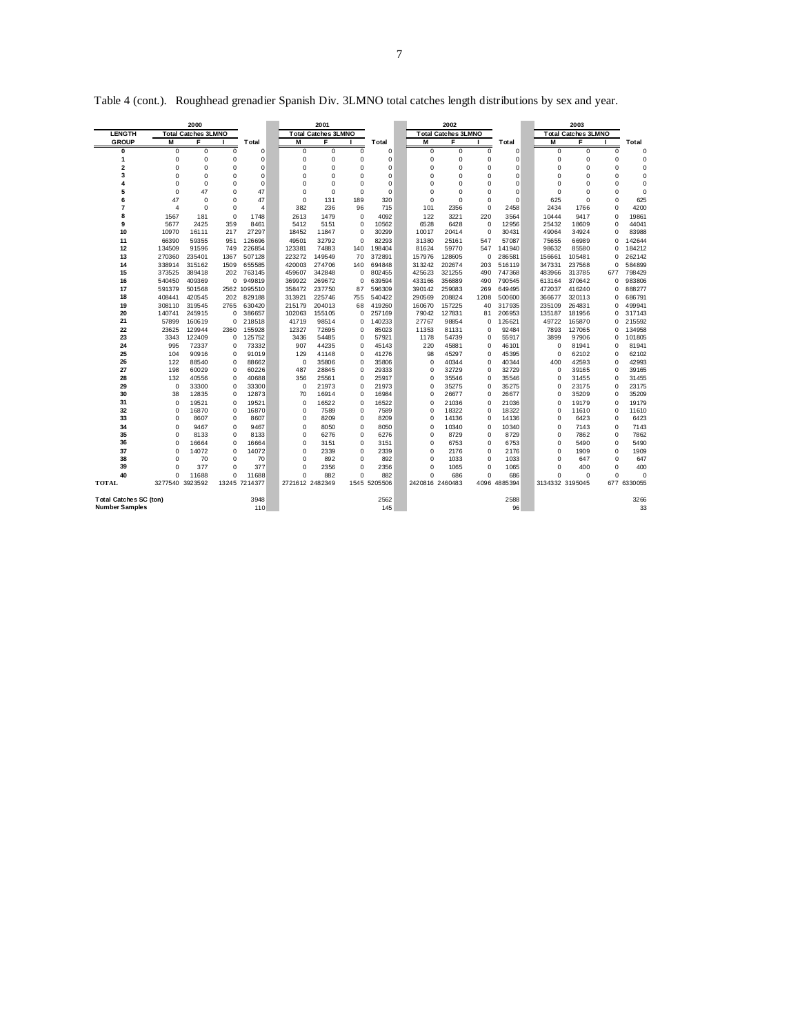Table 4 (cont.). Roughhead grenadier Spanish Div. 3LMNO total catches length distributions by sex and year.

| LENGTH GROUP | 2000 Total Catches 3LMNO M | F | I | Total | 2001 Total Catches 3LMNO M | F | I | Total | 2002 Total Catches 3LMNO M | F | I | Total | 2003 Total Catches 3LMNO M | F | I | Total |
|---|---|---|---|---|---|---|---|---|---|---|---|---|---|---|---|---|
| 0 | 0 | 0 | 0 | 0 | 0 | 0 | 0 | 0 | 0 | 0 | 0 | 0 | 0 | 0 | 0 | 0 |
| 1 | 0 | 0 | 0 | 0 | 0 | 0 | 0 | 0 | 0 | 0 | 0 | 0 | 0 | 0 | 0 | 0 |
| 2 | 0 | 0 | 0 | 0 | 0 | 0 | 0 | 0 | 0 | 0 | 0 | 0 | 0 | 0 | 0 | 0 |
| 3 | 0 | 0 | 0 | 0 | 0 | 0 | 0 | 0 | 0 | 0 | 0 | 0 | 0 | 0 | 0 | 0 |
| 4 | 0 | 0 | 0 | 0 | 0 | 0 | 0 | 0 | 0 | 0 | 0 | 0 | 0 | 0 | 0 | 0 |
| 5 | 0 | 47 | 0 | 47 | 0 | 0 | 0 | 0 | 0 | 0 | 0 | 0 | 0 | 0 | 0 | 0 |
| 6 | 47 | 0 | 0 | 47 | 0 | 131 | 189 | 320 | 0 | 0 | 0 | 0 | 625 | 0 | 0 | 625 |
| 7 | 4 | 0 | 0 | 4 | 382 | 236 | 96 | 715 | 101 | 2356 | 0 | 2458 | 2434 | 1766 | 0 | 4200 |
| 8 | 1567 | 181 | 0 | 1748 | 2613 | 1479 | 0 | 4092 | 122 | 3221 | 220 | 3564 | 10444 | 9417 | 0 | 19861 |
| 9 | 5677 | 2425 | 359 | 8461 | 5412 | 5151 | 0 | 10562 | 6528 | 6428 | 0 | 12956 | 25432 | 18609 | 0 | 44041 |
| 10 | 10970 | 16111 | 217 | 27297 | 18452 | 11847 | 0 | 30299 | 10017 | 20414 | 0 | 30431 | 49064 | 34924 | 0 | 83988 |
| 11 | 66390 | 59355 | 951 | 126696 | 49501 | 32792 | 0 | 82293 | 31380 | 25161 | 547 | 57087 | 75655 | 66989 | 0 | 142644 |
| 12 | 134509 | 91596 | 749 | 226854 | 123381 | 74883 | 140 | 198404 | 81624 | 59770 | 547 | 141940 | 98632 | 85580 | 0 | 184212 |
| 13 | 270360 | 235401 | 1367 | 507128 | 223272 | 149549 | 70 | 372891 | 157976 | 128605 | 0 | 286581 | 156661 | 105481 | 0 | 262142 |
| 14 | 338914 | 315162 | 1509 | 655585 | 420003 | 274706 | 140 | 694848 | 313242 | 202674 | 203 | 516119 | 347331 | 237568 | 0 | 584899 |
| 15 | 373525 | 389418 | 202 | 763145 | 459607 | 342848 | 0 | 802455 | 425623 | 321255 | 490 | 747368 | 483966 | 313785 | 677 | 798429 |
| 16 | 540450 | 409369 | 0 | 949819 | 369922 | 269672 | 0 | 639594 | 433166 | 356889 | 490 | 790545 | 613164 | 370642 | 0 | 983806 |
| 17 | 591379 | 501568 | 2562 | 1095510 | 358472 | 237750 | 87 | 596309 | 390142 | 259083 | 269 | 649495 | 472037 | 416240 | 0 | 888277 |
| 18 | 408441 | 420545 | 202 | 829188 | 313921 | 225746 | 755 | 540422 | 290569 | 208824 | 1208 | 500600 | 366677 | 320113 | 0 | 686791 |
| 19 | 308110 | 319545 | 2765 | 630420 | 215179 | 204013 | 68 | 419260 | 160670 | 157225 | 40 | 317935 | 235109 | 264831 | 0 | 499941 |
| 20 | 140741 | 245915 | 0 | 386657 | 102063 | 155105 | 0 | 257169 | 79042 | 127831 | 81 | 206953 | 135187 | 181956 | 0 | 317143 |
| 21 | 57899 | 160619 | 0 | 218518 | 41719 | 98514 | 0 | 140233 | 27767 | 98854 | 0 | 126621 | 49722 | 165870 | 0 | 215592 |
| 22 | 23625 | 129944 | 2360 | 155928 | 12327 | 72695 | 0 | 85023 | 11353 | 81131 | 0 | 92484 | 7893 | 127065 | 0 | 134958 |
| 23 | 3343 | 122409 | 0 | 125752 | 3436 | 54485 | 0 | 57921 | 1178 | 54739 | 0 | 55917 | 3899 | 97906 | 0 | 101805 |
| 24 | 995 | 72337 | 0 | 73332 | 907 | 44235 | 0 | 45143 | 220 | 45881 | 0 | 46101 | 0 | 81941 | 0 | 81941 |
| 25 | 104 | 90916 | 0 | 91019 | 129 | 41148 | 0 | 41276 | 98 | 45297 | 0 | 45395 | 0 | 62102 | 0 | 62102 |
| 26 | 122 | 88540 | 0 | 88662 | 0 | 35806 | 0 | 35806 | 0 | 40344 | 0 | 40344 | 400 | 42593 | 0 | 42993 |
| 27 | 198 | 60029 | 0 | 60226 | 487 | 28845 | 0 | 29333 | 0 | 32729 | 0 | 32729 | 0 | 39165 | 0 | 39165 |
| 28 | 132 | 40556 | 0 | 40688 | 356 | 25561 | 0 | 25917 | 0 | 35546 | 0 | 35546 | 0 | 31455 | 0 | 31455 |
| 29 | 0 | 33300 | 0 | 33300 | 0 | 21973 | 0 | 21973 | 0 | 35275 | 0 | 35275 | 0 | 23175 | 0 | 23175 |
| 30 | 38 | 12835 | 0 | 12873 | 70 | 16914 | 0 | 16984 | 0 | 26677 | 0 | 26677 | 0 | 35209 | 0 | 35209 |
| 31 | 0 | 19521 | 0 | 19521 | 0 | 16522 | 0 | 16522 | 0 | 21036 | 0 | 21036 | 0 | 19179 | 0 | 19179 |
| 32 | 0 | 16870 | 0 | 16870 | 0 | 7589 | 0 | 7589 | 0 | 18322 | 0 | 18322 | 0 | 11610 | 0 | 11610 |
| 33 | 0 | 8607 | 0 | 8607 | 0 | 8209 | 0 | 8209 | 0 | 14136 | 0 | 14136 | 0 | 6423 | 0 | 6423 |
| 34 | 0 | 9467 | 0 | 9467 | 0 | 8050 | 0 | 8050 | 0 | 10340 | 0 | 10340 | 0 | 7143 | 0 | 7143 |
| 35 | 0 | 8133 | 0 | 8133 | 0 | 6276 | 0 | 6276 | 0 | 8729 | 0 | 8729 | 0 | 7862 | 0 | 7862 |
| 36 | 0 | 16664 | 0 | 16664 | 0 | 3151 | 0 | 3151 | 0 | 6753 | 0 | 6753 | 0 | 5490 | 0 | 5490 |
| 37 | 0 | 14072 | 0 | 14072 | 0 | 2339 | 0 | 2339 | 0 | 2176 | 0 | 2176 | 0 | 1909 | 0 | 1909 |
| 38 | 0 | 70 | 0 | 70 | 0 | 892 | 0 | 892 | 0 | 1033 | 0 | 1033 | 0 | 647 | 0 | 647 |
| 39 | 0 | 377 | 0 | 377 | 0 | 2356 | 0 | 2356 | 0 | 1065 | 0 | 1065 | 0 | 400 | 0 | 400 |
| 40 | 0 | 11688 | 0 | 11688 | 0 | 882 | 0 | 882 | 0 | 686 | 0 | 686 | 0 | 0 | 0 | 0 |
| **TOTAL** | 3277540 | 3923592 | 13245 | 7214377 | 2721612 | 2482349 | 1545 | 5205506 | 2420816 | 2460483 | 4096 | 4885394 | 3134332 | 3195045 | 677 | 6330055 |
| **Total Catches SC (ton)** | | | | 3948 | | | | 2562 | | | | 2588 | | | | 3266 |
| **Number Samples** | | | | 110 | | | | 145 | | | | 96 | | | | 33 |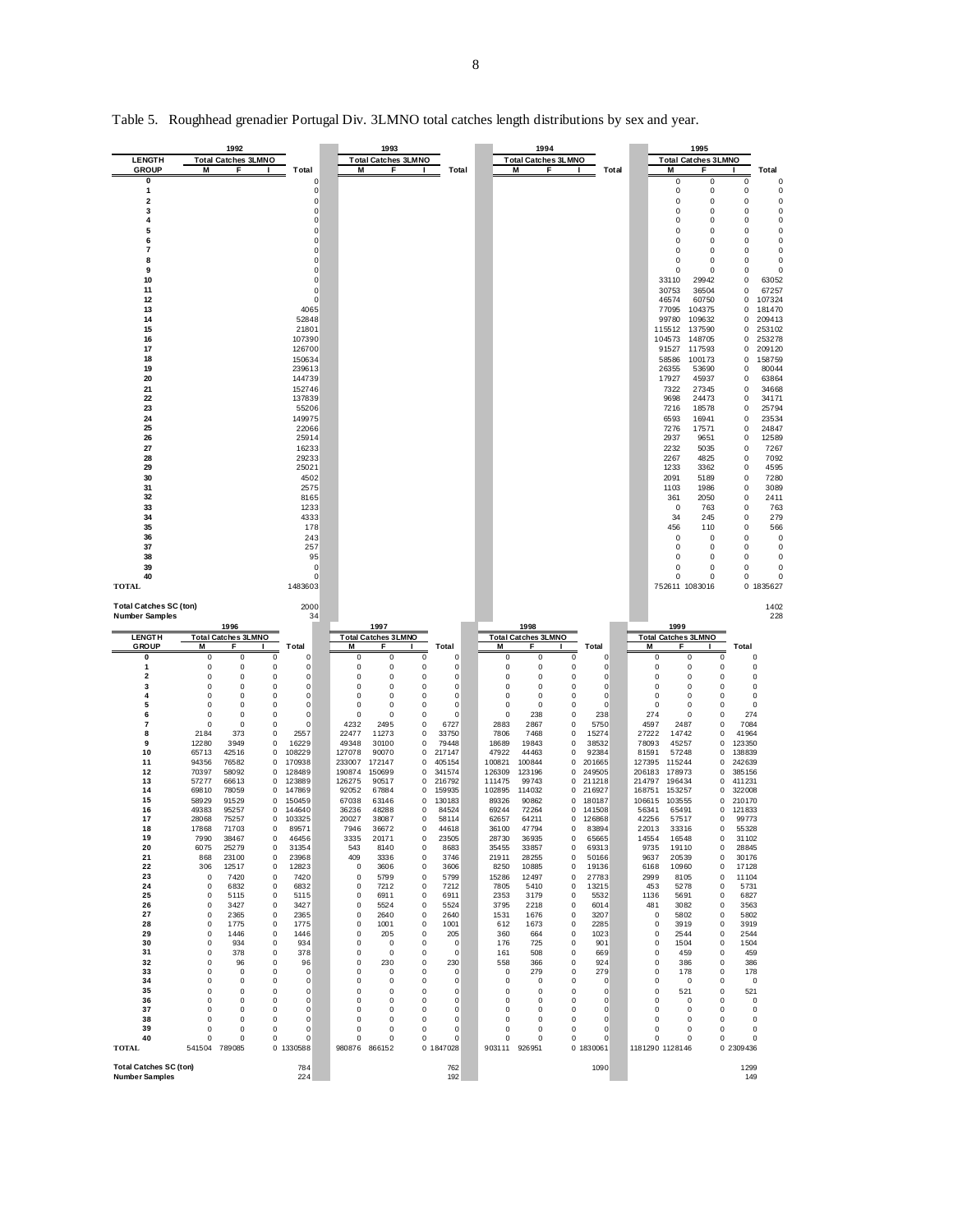Table 5. Roughhead grenadier Portugal Div. 3LMNO total catches length distributions by sex and year.

| LENGTH GROUP | 1992 Total Catches 3LMNO M | F | I | Total | 1993 Total Catches 3LMNO M | F | I | Total | 1994 Total Catches 3LMNO M | F | I | Total | 1995 Total Catches 3LMNO M | F | I | Total |
|---|---|---|---|---|---|---|---|---|---|---|---|---|---|---|---|---|
| 0 | | | | 0 | | | | | | | | | 0 | 0 | 0 | 0 |
| 1 | | | | 0 | | | | | | | | | 0 | 0 | 0 | 0 |
| 2 | | | | 0 | | | | | | | | | 0 | 0 | 0 | 0 |
| 3 | | | | 0 | | | | | | | | | 0 | 0 | 0 | 0 |
| 4 | | | | 0 | | | | | | | | | 0 | 0 | 0 | 0 |
| 5 | | | | 0 | | | | | | | | | 0 | 0 | 0 | 0 |
| 6 | | | | 0 | | | | | | | | | 0 | 0 | 0 | 0 |
| 7 | | | | 0 | | | | | | | | | 0 | 0 | 0 | 0 |
| 8 | | | | 0 | | | | | | | | | 0 | 0 | 0 | 0 |
| 9 | | | | 0 | | | | | | | | | 0 | 0 | 0 | 0 |
| 10 | | | | 0 | | | | | | | | | 33110 | 29942 | 0 | 63052 |
| 11 | | | | 0 | | | | | | | | | 30753 | 36504 | 0 | 67257 |
| 12 | | | | 0 | | | | | | | | | 46574 | 60750 | 0 | 107324 |
| 13 | | | | 4065 | | | | | | | | | 77095 | 104375 | 0 | 181470 |
| 14 | | | | 52848 | | | | | | | | | 99780 | 109632 | 0 | 209413 |
| 15 | | | | 21801 | | | | | | | | | 115512 | 137590 | 0 | 253102 |
| 16 | | | | 107390 | | | | | | | | | 104573 | 148705 | 0 | 253278 |
| 17 | | | | 126700 | | | | | | | | | 91527 | 117593 | 0 | 209120 |
| 18 | | | | 150634 | | | | | | | | | 58586 | 100173 | 0 | 158759 |
| 19 | | | | 239613 | | | | | | | | | 26355 | 53690 | 0 | 80044 |
| 20 | | | | 144739 | | | | | | | | | 17927 | 45937 | 0 | 63864 |
| 21 | | | | 152746 | | | | | | | | | 7322 | 27345 | 0 | 34668 |
| 22 | | | | 137839 | | | | | | | | | 9698 | 24473 | 0 | 34171 |
| 23 | | | | 55206 | | | | | | | | | 7216 | 18578 | 0 | 25794 |
| 24 | | | | 149975 | | | | | | | | | 6593 | 16941 | 0 | 23534 |
| 25 | | | | 22066 | | | | | | | | | 7276 | 17571 | 0 | 24847 |
| 26 | | | | 25914 | | | | | | | | | 2937 | 9651 | 0 | 12589 |
| 27 | | | | 16233 | | | | | | | | | 2232 | 5035 | 0 | 7267 |
| 28 | | | | 29233 | | | | | | | | | 2267 | 4825 | 0 | 7092 |
| 29 | | | | 25021 | | | | | | | | | 1233 | 3362 | 0 | 4595 |
| 30 | | | | 4502 | | | | | | | | | 2091 | 5189 | 0 | 7280 |
| 31 | | | | 2575 | | | | | | | | | 1103 | 1986 | 0 | 3089 |
| 32 | | | | 8165 | | | | | | | | | 361 | 2050 | 0 | 2411 |
| 33 | | | | 1233 | | | | | | | | | 0 | 763 | 0 | 763 |
| 34 | | | | 4333 | | | | | | | | | 34 | 245 | 0 | 279 |
| 35 | | | | 178 | | | | | | | | | 456 | 110 | 0 | 566 |
| 36 | | | | 243 | | | | | | | | | 0 | 0 | 0 | 0 |
| 37 | | | | 257 | | | | | | | | | 0 | 0 | 0 | 0 |
| 38 | | | | 95 | | | | | | | | | 0 | 0 | 0 | 0 |
| 39 | | | | 0 | | | | | | | | | 0 | 0 | 0 | 0 |
| 40 | | | | 0 | | | | | | | | | 0 | 0 | 0 | 0 |
| TOTAL | | | | 1483603 | | | | | | | | | 752611 | 1083016 | 0 | 1835627 |
| Total Catches SC (ton) | | | | 2000 | | | | | | | | | | | | 1402 |
| Number Samples | | | | 34 | | | | | | | | | | | | 228 |

| LENGTH GROUP | 1996 Total Catches 3LMNO M | F | I | Total | 1997 Total Catches 3LMNO M | F | I | Total | 1998 Total Catches 3LMNO M | F | I | Total | 1999 Total Catches 3LMNO M | F | I | Total |
|---|---|---|---|---|---|---|---|---|---|---|---|---|---|---|---|---|
| 0 | 0 | 0 | 0 | 0 | 0 | 0 | 0 | 0 | 0 | 0 | 0 | 0 | 0 | 0 | 0 | 0 |
| 1 | 0 | 0 | 0 | 0 | 0 | 0 | 0 | 0 | 0 | 0 | 0 | 0 | 0 | 0 | 0 | 0 |
| 2 | 0 | 0 | 0 | 0 | 0 | 0 | 0 | 0 | 0 | 0 | 0 | 0 | 0 | 0 | 0 | 0 |
| 3 | 0 | 0 | 0 | 0 | 0 | 0 | 0 | 0 | 0 | 0 | 0 | 0 | 0 | 0 | 0 | 0 |
| 4 | 0 | 0 | 0 | 0 | 0 | 0 | 0 | 0 | 0 | 0 | 0 | 0 | 0 | 0 | 0 | 0 |
| 5 | 0 | 0 | 0 | 0 | 0 | 0 | 0 | 0 | 0 | 0 | 0 | 0 | 0 | 0 | 0 | 0 |
| 6 | 0 | 0 | 0 | 0 | 0 | 0 | 0 | 0 | 0 | 238 | 0 | 238 | 274 | 0 | 0 | 274 |
| 7 | 0 | 0 | 0 | 0 | 4232 | 2495 | 0 | 6727 | 2883 | 2867 | 0 | 5750 | 4597 | 2487 | 0 | 7084 |
| 8 | 2184 | 373 | 0 | 2557 | 22477 | 11273 | 0 | 33750 | 7806 | 7468 | 0 | 15274 | 27222 | 14742 | 0 | 41964 |
| 9 | 12280 | 3949 | 0 | 16229 | 49348 | 30100 | 0 | 79448 | 18689 | 19843 | 0 | 38532 | 78093 | 45257 | 0 | 123350 |
| 10 | 65713 | 42516 | 0 | 108229 | 127078 | 90070 | 0 | 217147 | 47922 | 44463 | 0 | 92384 | 81591 | 57248 | 0 | 138839 |
| 11 | 94356 | 76582 | 0 | 170938 | 233007 | 172147 | 0 | 405154 | 100821 | 100844 | 0 | 201665 | 127395 | 115244 | 0 | 242639 |
| 12 | 70397 | 58092 | 0 | 128489 | 190874 | 150699 | 0 | 341574 | 126309 | 123196 | 0 | 249505 | 206183 | 178973 | 0 | 385156 |
| 13 | 57277 | 66613 | 0 | 123889 | 126275 | 90517 | 0 | 216792 | 111475 | 99743 | 0 | 211218 | 214797 | 196434 | 0 | 411231 |
| 14 | 69810 | 78059 | 0 | 147869 | 92052 | 67884 | 0 | 159935 | 102895 | 114032 | 0 | 216927 | 168751 | 153257 | 0 | 322008 |
| 15 | 58929 | 91529 | 0 | 150459 | 67038 | 63146 | 0 | 130183 | 89326 | 90862 | 0 | 180187 | 106615 | 103555 | 0 | 210170 |
| 16 | 49383 | 95257 | 0 | 144640 | 36236 | 48288 | 0 | 84524 | 69244 | 72264 | 0 | 141508 | 56341 | 65491 | 0 | 121833 |
| 17 | 28068 | 75257 | 0 | 103325 | 20027 | 38087 | 0 | 58114 | 62657 | 64211 | 0 | 126868 | 42256 | 57517 | 0 | 99773 |
| 18 | 17868 | 71703 | 0 | 89571 | 7946 | 36672 | 0 | 44618 | 36100 | 47794 | 0 | 83894 | 22013 | 33316 | 0 | 55328 |
| 19 | 7990 | 38467 | 0 | 46456 | 3335 | 20171 | 0 | 23505 | 28730 | 36935 | 0 | 65665 | 14554 | 16548 | 0 | 31102 |
| 20 | 6075 | 25279 | 0 | 31354 | 543 | 8140 | 0 | 8683 | 35455 | 33857 | 0 | 69313 | 9735 | 19110 | 0 | 28845 |
| 21 | 868 | 23100 | 0 | 23968 | 409 | 3336 | 0 | 3746 | 21911 | 28255 | 0 | 50166 | 9637 | 20539 | 0 | 30176 |
| 22 | 306 | 12517 | 0 | 12823 | 0 | 3606 | 0 | 3606 | 8250 | 10885 | 0 | 19136 | 6168 | 10960 | 0 | 17128 |
| 23 | 0 | 7420 | 0 | 7420 | 0 | 5799 | 0 | 5799 | 15286 | 12497 | 0 | 27783 | 2999 | 8105 | 0 | 11104 |
| 24 | 0 | 6832 | 0 | 6832 | 0 | 7212 | 0 | 7212 | 7805 | 5410 | 0 | 13215 | 453 | 5278 | 0 | 5731 |
| 25 | 0 | 5115 | 0 | 5115 | 0 | 6911 | 0 | 6911 | 2353 | 3179 | 0 | 5532 | 1136 | 5691 | 0 | 6827 |
| 26 | 0 | 3427 | 0 | 3427 | 0 | 5524 | 0 | 5524 | 3795 | 2218 | 0 | 6014 | 481 | 3082 | 0 | 3563 |
| 27 | 0 | 2365 | 0 | 2365 | 0 | 2640 | 0 | 2640 | 1531 | 1676 | 0 | 3207 | 0 | 5802 | 0 | 5802 |
| 28 | 0 | 1775 | 0 | 1775 | 0 | 1001 | 0 | 1001 | 612 | 1673 | 0 | 2285 | 0 | 3919 | 0 | 3919 |
| 29 | 0 | 1446 | 0 | 1446 | 0 | 205 | 0 | 205 | 360 | 664 | 0 | 1023 | 0 | 2544 | 0 | 2544 |
| 30 | 0 | 934 | 0 | 934 | 0 | 0 | 0 | 0 | 176 | 725 | 0 | 901 | 0 | 1504 | 0 | 1504 |
| 31 | 0 | 378 | 0 | 378 | 0 | 0 | 0 | 0 | 161 | 508 | 0 | 669 | 0 | 459 | 0 | 459 |
| 32 | 0 | 96 | 0 | 96 | 0 | 230 | 0 | 230 | 558 | 366 | 0 | 924 | 0 | 386 | 0 | 386 |
| 33 | 0 | 0 | 0 | 0 | 0 | 0 | 0 | 0 | 0 | 279 | 0 | 279 | 0 | 178 | 0 | 178 |
| 34 | 0 | 0 | 0 | 0 | 0 | 0 | 0 | 0 | 0 | 0 | 0 | 0 | 0 | 0 | 0 | 0 |
| 35 | 0 | 0 | 0 | 0 | 0 | 0 | 0 | 0 | 0 | 0 | 0 | 0 | 0 | 521 | 0 | 521 |
| 36 | 0 | 0 | 0 | 0 | 0 | 0 | 0 | 0 | 0 | 0 | 0 | 0 | 0 | 0 | 0 | 0 |
| 37 | 0 | 0 | 0 | 0 | 0 | 0 | 0 | 0 | 0 | 0 | 0 | 0 | 0 | 0 | 0 | 0 |
| 38 | 0 | 0 | 0 | 0 | 0 | 0 | 0 | 0 | 0 | 0 | 0 | 0 | 0 | 0 | 0 | 0 |
| 39 | 0 | 0 | 0 | 0 | 0 | 0 | 0 | 0 | 0 | 0 | 0 | 0 | 0 | 0 | 0 | 0 |
| 40 | 0 | 0 | 0 | 0 | 0 | 0 | 0 | 0 | 0 | 0 | 0 | 0 | 0 | 0 | 0 | 0 |
| TOTAL | 541504 | 789085 | 0 | 1330588 | 980876 | 866152 | 0 | 1847028 | 903111 | 926951 | 0 | 1830061 | 1181290 | 1128146 | 0 | 2309436 |
| Total Catches SC (ton) | | | | 784 | | | | 762 | | | | 1090 | | | | 1299 |
| Number Samples | | | | 224 | | | | 192 | | | | | | | | 149 |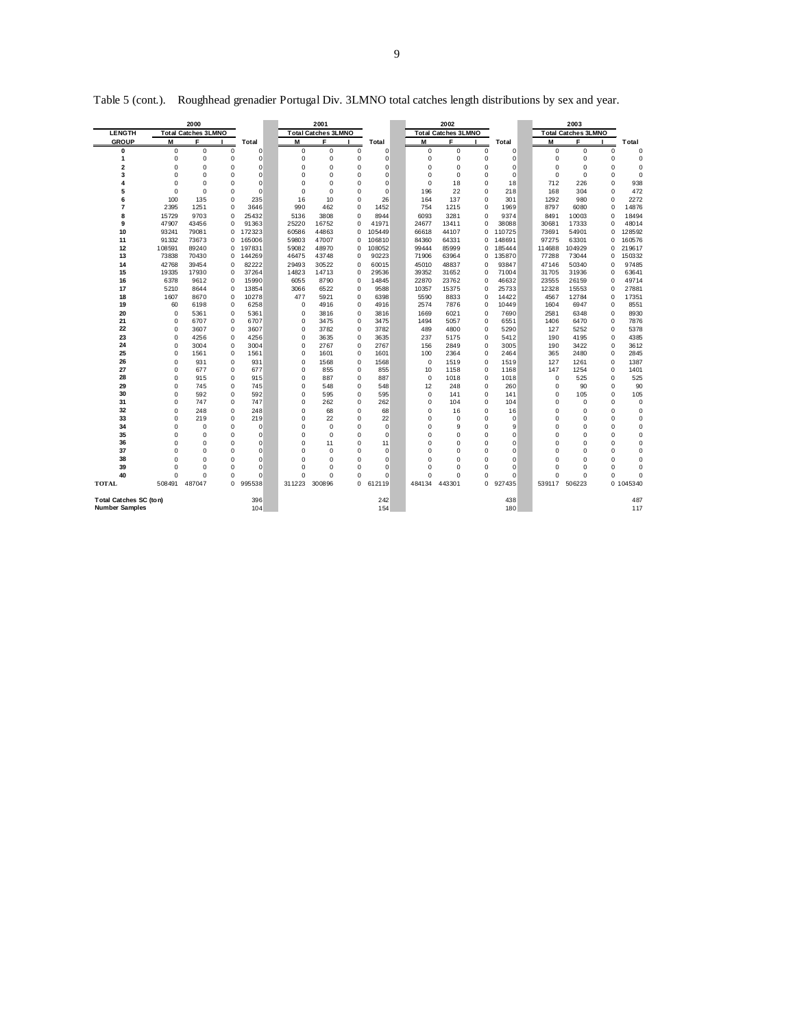Table 5 (cont.). Roughhead grenadier Portugal Div. 3LMNO total catches length distributions by sex and year.

| LENGTH | 2000 | | | | 2001 | | | | 2002 | | | | 2003 | | | |
|---|---|---|---|---|---|---|---|---|---|---|---|---|---|---|---|---|
| | Total Catches 3LMNO | | | | Total Catches 3LMNO | | | | Total Catches 3LMNO | | | | Total Catches 3LMNO | | | |
| GROUP | M | F | I | Total | M | F | I | Total | M | F | I | Total | M | F | I | Total |
| 0 | 0 | 0 | 0 | 0 | 0 | 0 | 0 | 0 | 0 | 0 | 0 | 0 | 0 | 0 | 0 | 0 |
| 1 | 0 | 0 | 0 | 0 | 0 | 0 | 0 | 0 | 0 | 0 | 0 | 0 | 0 | 0 | 0 | 0 |
| 2 | 0 | 0 | 0 | 0 | 0 | 0 | 0 | 0 | 0 | 0 | 0 | 0 | 0 | 0 | 0 | 0 |
| 3 | 0 | 0 | 0 | 0 | 0 | 0 | 0 | 0 | 0 | 0 | 0 | 0 | 0 | 0 | 0 | 0 |
| 4 | 0 | 0 | 0 | 0 | 0 | 0 | 0 | 0 | 0 | 18 | 0 | 18 | 712 | 226 | 0 | 938 |
| 5 | 0 | 0 | 0 | 0 | 0 | 0 | 0 | 0 | 196 | 22 | 0 | 218 | 168 | 304 | 0 | 472 |
| 6 | 100 | 135 | 0 | 235 | 16 | 10 | 0 | 26 | 164 | 137 | 0 | 301 | 1292 | 980 | 0 | 2272 |
| 7 | 2395 | 1251 | 0 | 3646 | 990 | 462 | 0 | 1452 | 754 | 1215 | 0 | 1969 | 8797 | 6080 | 0 | 14876 |
| 8 | 15729 | 9703 | 0 | 25432 | 5136 | 3808 | 0 | 8944 | 6093 | 3281 | 0 | 9374 | 8491 | 10003 | 0 | 18494 |
| 9 | 47907 | 43456 | 0 | 91363 | 25220 | 16752 | 0 | 41971 | 24677 | 13411 | 0 | 38088 | 30681 | 17333 | 0 | 48014 |
| 10 | 93241 | 79081 | 0 | 172323 | 60586 | 44863 | 0 | 105449 | 66618 | 44107 | 0 | 110725 | 73691 | 54901 | 0 | 128592 |
| 11 | 91332 | 73673 | 0 | 165006 | 59803 | 47007 | 0 | 106810 | 84360 | 64331 | 0 | 148691 | 97275 | 63301 | 0 | 160576 |
| 12 | 108591 | 89240 | 0 | 197831 | 59082 | 48970 | 0 | 108052 | 99444 | 85999 | 0 | 185444 | 114688 | 104929 | 0 | 219617 |
| 13 | 73838 | 70430 | 0 | 144269 | 46475 | 43748 | 0 | 90223 | 71906 | 63964 | 0 | 135870 | 77288 | 73044 | 0 | 150332 |
| 14 | 42768 | 39454 | 0 | 82222 | 29493 | 30522 | 0 | 60015 | 45010 | 48837 | 0 | 93847 | 47146 | 50340 | 0 | 97485 |
| 15 | 19335 | 17930 | 0 | 37264 | 14823 | 14713 | 0 | 29536 | 39352 | 31652 | 0 | 71004 | 31705 | 31936 | 0 | 63641 |
| 16 | 6378 | 9612 | 0 | 15990 | 6055 | 8790 | 0 | 14845 | 22870 | 23762 | 0 | 46632 | 23555 | 26159 | 0 | 49714 |
| 17 | 5210 | 8644 | 0 | 13854 | 3066 | 6522 | 0 | 9588 | 10357 | 15375 | 0 | 25733 | 12328 | 15553 | 0 | 27881 |
| 18 | 1607 | 8670 | 0 | 10278 | 477 | 5921 | 0 | 6398 | 5590 | 8833 | 0 | 14422 | 4567 | 12784 | 0 | 17351 |
| 19 | 60 | 6198 | 0 | 6258 | 0 | 4916 | 0 | 4916 | 2574 | 7876 | 0 | 10449 | 1604 | 6947 | 0 | 8551 |
| 20 | 0 | 5361 | 0 | 5361 | 0 | 3816 | 0 | 3816 | 1669 | 6021 | 0 | 7690 | 2581 | 6348 | 0 | 8930 |
| 21 | 0 | 6707 | 0 | 6707 | 0 | 3475 | 0 | 3475 | 1494 | 5057 | 0 | 6551 | 1406 | 6470 | 0 | 7876 |
| 22 | 0 | 3607 | 0 | 3607 | 0 | 3782 | 0 | 3782 | 489 | 4800 | 0 | 5290 | 127 | 5252 | 0 | 5378 |
| 23 | 0 | 4256 | 0 | 4256 | 0 | 3635 | 0 | 3635 | 237 | 5175 | 0 | 5412 | 190 | 4195 | 0 | 4385 |
| 24 | 0 | 3004 | 0 | 3004 | 0 | 2767 | 0 | 2767 | 156 | 2849 | 0 | 3005 | 190 | 3422 | 0 | 3612 |
| 25 | 0 | 1561 | 0 | 1561 | 0 | 1601 | 0 | 1601 | 100 | 2364 | 0 | 2464 | 365 | 2480 | 0 | 2845 |
| 26 | 0 | 931 | 0 | 931 | 0 | 1568 | 0 | 1568 | 0 | 1519 | 0 | 1519 | 127 | 1261 | 0 | 1387 |
| 27 | 0 | 677 | 0 | 677 | 0 | 855 | 0 | 855 | 10 | 1158 | 0 | 1168 | 147 | 1254 | 0 | 1401 |
| 28 | 0 | 915 | 0 | 915 | 0 | 887 | 0 | 887 | 0 | 1018 | 0 | 1018 | 0 | 525 | 0 | 525 |
| 29 | 0 | 745 | 0 | 745 | 0 | 548 | 0 | 548 | 12 | 248 | 0 | 260 | 0 | 90 | 0 | 90 |
| 30 | 0 | 592 | 0 | 592 | 0 | 595 | 0 | 595 | 0 | 141 | 0 | 141 | 0 | 105 | 0 | 105 |
| 31 | 0 | 747 | 0 | 747 | 0 | 262 | 0 | 262 | 0 | 104 | 0 | 104 | 0 | 0 | 0 | 0 |
| 32 | 0 | 248 | 0 | 248 | 0 | 68 | 0 | 68 | 0 | 16 | 0 | 16 | 0 | 0 | 0 | 0 |
| 33 | 0 | 219 | 0 | 219 | 0 | 22 | 0 | 22 | 0 | 0 | 0 | 0 | 0 | 0 | 0 | 0 |
| 34 | 0 | 0 | 0 | 0 | 0 | 0 | 0 | 0 | 0 | 9 | 0 | 9 | 0 | 0 | 0 | 0 |
| 35 | 0 | 0 | 0 | 0 | 0 | 0 | 0 | 0 | 0 | 0 | 0 | 0 | 0 | 0 | 0 | 0 |
| 36 | 0 | 0 | 0 | 0 | 0 | 11 | 0 | 11 | 0 | 0 | 0 | 0 | 0 | 0 | 0 | 0 |
| 37 | 0 | 0 | 0 | 0 | 0 | 0 | 0 | 0 | 0 | 0 | 0 | 0 | 0 | 0 | 0 | 0 |
| 38 | 0 | 0 | 0 | 0 | 0 | 0 | 0 | 0 | 0 | 0 | 0 | 0 | 0 | 0 | 0 | 0 |
| 39 | 0 | 0 | 0 | 0 | 0 | 0 | 0 | 0 | 0 | 0 | 0 | 0 | 0 | 0 | 0 | 0 |
| 40 | 0 | 0 | 0 | 0 | 0 | 0 | 0 | 0 | 0 | 0 | 0 | 0 | 0 | 0 | 0 | 0 |
| TOTAL | 508491 | 487047 | 0 | 995538 | 311223 | 300896 | 0 | 612119 | 484134 | 443301 | 0 | 927435 | 539117 | 506223 | 0 | 1045340 |
| Total Catches SC (ton) | | | | 396 | | | | 242 | | | | 438 | | | | 487 |
| Number Samples | | | | 104 | | | | 154 | | | | 180 | | | | 117 |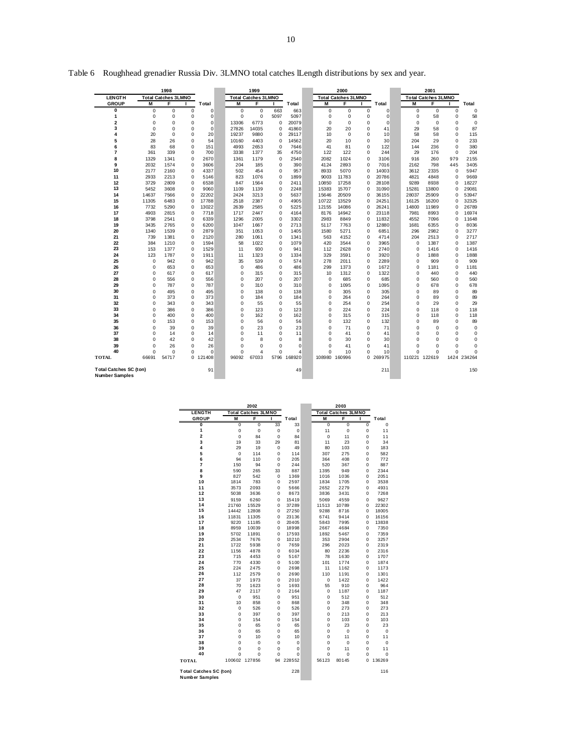Table 6 Roughhead grenadier Russia Div. 3LMNO total catches lLength distributions by sex and year.

| LENGTH | 1998 Total Catches 3LMNO | | | | 1999 Total Catches 3LMNO | | | | 2000 Total Catches 3LMNO | | | | 2001 Total Catches 3LMNO | | | |
|---|---|---|---|---|---|---|---|---|---|---|---|---|---|---|---|---|
| GROUP | M | F | I | Total | M | F | I | Total | M | F | I | Total | M | F | I | Total |
| 0 | 0 | 0 | 0 | 0 | 0 | 0 | 663 | 663 | 0 | 0 | 0 | 0 | 0 | 0 | 0 | 0 |
| 1 | 0 | 0 | 0 | 0 | 0 | 0 | 5097 | 5097 | 0 | 0 | 0 | 0 | 0 | 58 | 0 | 58 |
| 2 | 0 | 0 | 0 | 0 | 13306 | 6773 | 0 | 20079 | 0 | 0 | 0 | 0 | 0 | 0 | 0 | 0 |
| 3 | 0 | 0 | 0 | 0 | 27826 | 14035 | 0 | 41860 | 20 | 20 | 0 | 41 | 29 | 58 | 0 | 87 |
| 4 | 20 | 0 | 0 | 20 | 19237 | 9880 | 0 | 29117 | 10 | 0 | 0 | 10 | 58 | 58 | 0 | 115 |
| 5 | 28 | 26 | 0 | 54 | 10160 | 4403 | 0 | 14562 | 20 | 10 | 0 | 30 | 204 | 29 | 0 | 233 |
| 6 | 83 | 68 | 0 | 151 | 4993 | 2653 | 0 | 7646 | 41 | 81 | 0 | 122 | 144 | 236 | 0 | 380 |
| 7 | 361 | 339 | 0 | 700 | 3338 | 1377 | 35 | 4750 | 122 | 122 | 0 | 244 | 29 | 176 | 0 | 204 |
| 8 | 1329 | 1341 | 0 | 2670 | 1361 | 1179 | 0 | 2540 | 2082 | 1024 | 0 | 3106 | 916 | 260 | 979 | 2155 |
| 9 | 2032 | 1574 | 0 | 3606 | 204 | 185 | 0 | 390 | 4124 | 2893 | 0 | 7016 | 2162 | 798 | 445 | 3405 |
| 10 | 2177 | 2160 | 0 | 4337 | 502 | 454 | 0 | 957 | 8933 | 5070 | 0 | 14003 | 3612 | 2335 | 0 | 5947 |
| 11 | 2933 | 2213 | 0 | 5146 | 823 | 1076 | 0 | 1899 | 9003 | 11783 | 0 | 20786 | 4821 | 4848 | 0 | 9669 |
| 12 | 3729 | 2809 | 0 | 6538 | 847 | 1564 | 0 | 2411 | 10850 | 17258 | 0 | 28108 | 9289 | 8938 | 0 | 18227 |
| 13 | 5452 | 3608 | 0 | 9060 | 1109 | 1139 | 0 | 2248 | 15383 | 15707 | 0 | 31090 | 15281 | 13800 | 0 | 29081 |
| 14 | 14637 | 7566 | 0 | 22202 | 2424 | 3213 | 0 | 5637 | 15646 | 20509 | 0 | 36155 | 28037 | 25909 | 0 | 53947 |
| 15 | 11305 | 6483 | 0 | 17788 | 2518 | 2387 | 0 | 4905 | 10722 | 13529 | 0 | 24251 | 16125 | 16200 | 0 | 32325 |
| 16 | 7732 | 5290 | 0 | 13022 | 2639 | 2585 | 0 | 5225 | 12155 | 14086 | 0 | 26241 | 14800 | 11989 | 0 | 26789 |
| 17 | 4903 | 2815 | 0 | 7718 | 1717 | 2447 | 0 | 4164 | 8176 | 14942 | 0 | 23118 | 7981 | 8993 | 0 | 16974 |
| 18 | 3798 | 2541 | 0 | 6339 | 1296 | 2005 | 0 | 3302 | 2983 | 8849 | 0 | 11832 | 4552 | 7096 | 0 | 11648 |
| 19 | 3435 | 2765 | 0 | 6200 | 1047 | 1667 | 0 | 2713 | 5117 | 7763 | 0 | 12880 | 1681 | 6355 | 0 | 8036 |
| 20 | 1340 | 1539 | 0 | 2879 | 351 | 1053 | 0 | 1405 | 1580 | 5271 | 0 | 6851 | 296 | 2982 | 0 | 3277 |
| 21 | 739 | 1381 | 0 | 2120 | 280 | 1061 | 0 | 1341 | 563 | 4152 | 0 | 4714 | 204 | 2513 | 0 | 2717 |
| 22 | 384 | 1210 | 0 | 1594 | 58 | 1022 | 0 | 1079 | 420 | 3544 | 0 | 3965 | 0 | 1387 | 0 | 1387 |
| 23 | 153 | 1377 | 0 | 1529 | 11 | 930 | 0 | 941 | 112 | 2628 | 0 | 2740 | 0 | 1416 | 0 | 1416 |
| 24 | 123 | 1787 | 0 | 1911 | 11 | 1323 | 0 | 1334 | 329 | 3591 | 0 | 3920 | 0 | 1888 | 0 | 1888 |
| 25 | 0 | 942 | 0 | 942 | 35 | 539 | 0 | 574 | 278 | 2011 | 0 | 2289 | 0 | 909 | 0 | 909 |
| 26 | 0 | 653 | 0 | 653 | 0 | 486 | 0 | 486 | 299 | 1373 | 0 | 1672 | 0 | 1181 | 0 | 1181 |
| 27 | 0 | 617 | 0 | 617 | 0 | 315 | 0 | 315 | 10 | 1312 | 0 | 1322 | 0 | 440 | 0 | 440 |
| 28 | 0 | 556 | 0 | 556 | 0 | 207 | 0 | 207 | 0 | 685 | 0 | 685 | 0 | 560 | 0 | 560 |
| 29 | 0 | 787 | 0 | 787 | 0 | 310 | 0 | 310 | 0 | 1095 | 0 | 1095 | 0 | 678 | 0 | 678 |
| 30 | 0 | 495 | 0 | 495 | 0 | 138 | 0 | 138 | 0 | 305 | 0 | 305 | 0 | 89 | 0 | 89 |
| 31 | 0 | 373 | 0 | 373 | 0 | 184 | 0 | 184 | 0 | 264 | 0 | 264 | 0 | 89 | 0 | 89 |
| 32 | 0 | 343 | 0 | 343 | 0 | 55 | 0 | 55 | 0 | 254 | 0 | 254 | 0 | 29 | 0 | 29 |
| 33 | 0 | 386 | 0 | 386 | 0 | 123 | 0 | 123 | 0 | 224 | 0 | 224 | 0 | 118 | 0 | 118 |
| 34 | 0 | 400 | 0 | 400 | 0 | 162 | 0 | 162 | 0 | 315 | 0 | 315 | 0 | 118 | 0 | 118 |
| 35 | 0 | 153 | 0 | 153 | 0 | 56 | 0 | 56 | 0 | 132 | 0 | 132 | 0 | 89 | 0 | 89 |
| 36 | 0 | 39 | 0 | 39 | 0 | 23 | 0 | 23 | 0 | 71 | 0 | 71 | 0 | 0 | 0 | 0 |
| 37 | 0 | 14 | 0 | 14 | 0 | 11 | 0 | 11 | 0 | 41 | 0 | 41 | 0 | 0 | 0 | 0 |
| 38 | 0 | 42 | 0 | 42 | 0 | 8 | 0 | 8 | 0 | 30 | 0 | 30 | 0 | 0 | 0 | 0 |
| 39 | 0 | 26 | 0 | 26 | 0 | 0 | 0 | 0 | 0 | 41 | 0 | 41 | 0 | 0 | 0 | 0 |
| 40 | 0 | 0 | 0 | 0 | 0 | 4 | 0 | 4 | 0 | 10 | 0 | 10 | 0 | 0 | 0 | 0 |
| TOTAL | 66691 | 54717 | 0 | 121408 | 96092 | 67033 | 5796 | 168920 | 108980 | 160996 | 0 | 269975 | 110221 | 122619 | 1424 | 234264 |
| Total Catches SC (ton) | | | | 91 | | | | 49 | | | | 211 | | | | 150 |
| Number Samples | | | | | | | | | | | | | | | | |

| LENGTH | 2002 Total Catches 3LMNO | | | | 2003 Total Catches 3LMNO | | | |
|---|---|---|---|---|---|---|---|---|
| GROUP | M | F | I | Total | M | F | I | Total |
| 0 | 0 | 0 | 33 | 33 | 0 | 0 | 0 | 0 |
| 1 | 0 | 0 | 0 | 0 | 11 | 0 | 0 | 11 |
| 2 | 0 | 84 | 0 | 84 | 0 | 11 | 0 | 11 |
| 3 | 19 | 33 | 29 | 81 | 11 | 23 | 0 | 34 |
| 4 | 29 | 19 | 0 | 49 | 80 | 103 | 0 | 183 |
| 5 | 0 | 114 | 0 | 114 | 307 | 275 | 0 | 582 |
| 6 | 94 | 110 | 0 | 205 | 364 | 408 | 0 | 772 |
| 7 | 150 | 94 | 0 | 244 | 520 | 367 | 0 | 887 |
| 8 | 590 | 265 | 33 | 887 | 1395 | 949 | 0 | 2344 |
| 9 | 827 | 542 | 0 | 1369 | 1016 | 1036 | 0 | 2051 |
| 10 | 1814 | 783 | 0 | 2597 | 1834 | 1705 | 0 | 3538 |
| 11 | 3573 | 2093 | 0 | 5666 | 2652 | 2279 | 0 | 4931 |
| 12 | 5038 | 3636 | 0 | 8673 | 3836 | 3431 | 0 | 7268 |
| 13 | 9159 | 6260 | 0 | 15419 | 5069 | 4559 | 0 | 9627 |
| 14 | 21760 | 15529 | 0 | 37289 | 11513 | 10789 | 0 | 22302 |
| 15 | 14442 | 12808 | 0 | 27250 | 9288 | 8716 | 0 | 18005 |
| 16 | 11831 | 11305 | 0 | 23136 | 6741 | 9414 | 0 | 16156 |
| 17 | 9220 | 11185 | 0 | 20405 | 5843 | 7995 | 0 | 13838 |
| 18 | 8959 | 10039 | 0 | 18998 | 2667 | 4684 | 0 | 7350 |
| 19 | 5702 | 11891 | 0 | 17593 | 1892 | 5467 | 0 | 7359 |
| 20 | 2534 | 7676 | 0 | 10210 | 353 | 2904 | 0 | 3257 |
| 21 | 1722 | 5938 | 0 | 7659 | 296 | 2023 | 0 | 2319 |
| 22 | 1156 | 4878 | 0 | 6034 | 80 | 2236 | 0 | 2316 |
| 23 | 715 | 4453 | 0 | 5167 | 78 | 1630 | 0 | 1707 |
| 24 | 770 | 4330 | 0 | 5100 | 101 | 1774 | 0 | 1874 |
| 25 | 224 | 2475 | 0 | 2698 | 11 | 1162 | 0 | 1173 |
| 26 | 112 | 2579 | 0 | 2690 | 110 | 1191 | 0 | 1301 |
| 27 | 37 | 1973 | 0 | 2010 | 0 | 1422 | 0 | 1422 |
| 28 | 70 | 1623 | 0 | 1693 | 55 | 910 | 0 | 964 |
| 29 | 47 | 2117 | 0 | 2164 | 0 | 1187 | 0 | 1187 |
| 30 | 0 | 951 | 0 | 951 | 0 | 512 | 0 | 512 |
| 31 | 10 | 858 | 0 | 868 | 0 | 348 | 0 | 348 |
| 32 | 0 | 526 | 0 | 526 | 0 | 273 | 0 | 273 |
| 33 | 0 | 397 | 0 | 397 | 0 | 213 | 0 | 213 |
| 34 | 0 | 154 | 0 | 154 | 0 | 103 | 0 | 103 |
| 35 | 0 | 65 | 0 | 65 | 0 | 23 | 0 | 23 |
| 36 | 0 | 65 | 0 | 65 | 0 | 0 | 0 | 0 |
| 37 | 0 | 10 | 0 | 10 | 0 | 11 | 0 | 11 |
| 38 | 0 | 0 | 0 | 0 | 0 | 0 | 0 | 0 |
| 39 | 0 | 0 | 0 | 0 | 0 | 11 | 0 | 11 |
| 40 | 0 | 0 | 0 | 0 | 0 | 0 | 0 | 0 |
| TOTAL | 100602 | 127856 | 94 | 228552 | 56123 | 80145 | 0 | 136269 |
| Total Catches SC (ton) | | | | 228 | | | | 116 |
| Number Samples | | | | | | | | |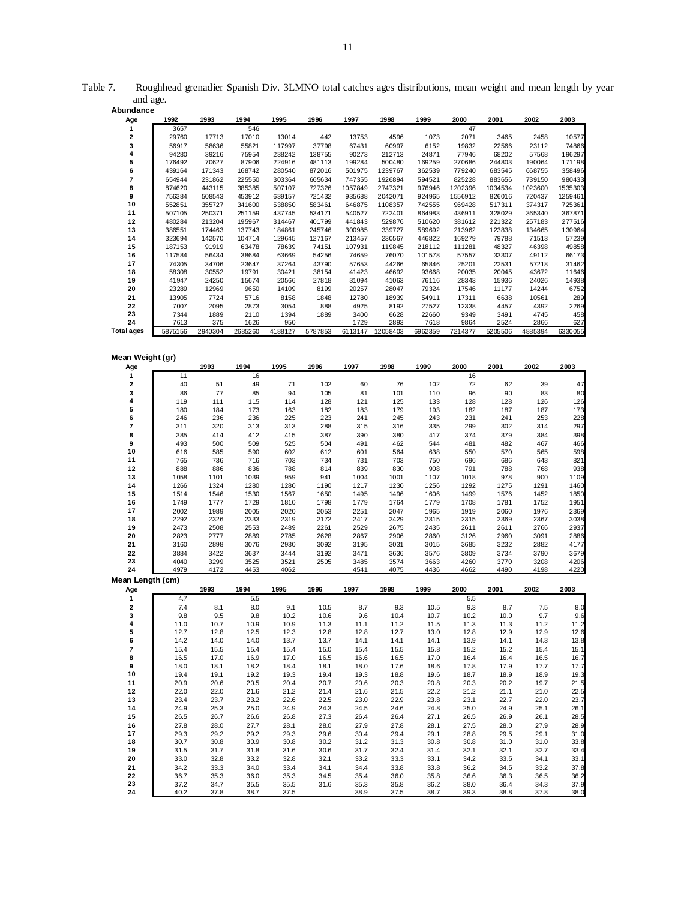Table 7. Roughhead grenadier Spanish Div. 3LMNO total catches ages distributions, mean weight and mean length by year and age.

**Abundance**

| Age | 1992 | 1993 | 1994 | 1995 | 1996 | 1997 | 1998 | 1999 | 2000 | 2001 | 2002 | 2003 |
|---|---|---|---|---|---|---|---|---|---|---|---|---|
| 1 | 3657 | | 546 | | | | | | 47 | | | |
| 2 | 29760 | 17713 | 17010 | 13014 | 442 | 13753 | 4596 | 1073 | 2071 | 3465 | 2458 | 10577 |
| 3 | 56917 | 58636 | 55821 | 117997 | 37798 | 67431 | 60997 | 6152 | 19832 | 22566 | 23112 | 74866 |
| 4 | 94280 | 39216 | 75954 | 238242 | 138755 | 90273 | 212713 | 24871 | 77946 | 68202 | 57568 | 196297 |
| 5 | 176492 | 70627 | 87906 | 224916 | 481113 | 199284 | 500480 | 169259 | 270686 | 244803 | 190064 | 171198 |
| 6 | 439164 | 171343 | 168742 | 280540 | 872016 | 501975 | 1239767 | 362539 | 779240 | 683545 | 668755 | 358496 |
| 7 | 654944 | 231862 | 225550 | 303364 | 665634 | 747355 | 1926894 | 594521 | 825228 | 883656 | 739150 | 980433 |
| 8 | 874620 | 443115 | 385385 | 507107 | 727326 | 1057849 | 2747321 | 976946 | 1202396 | 1034534 | 1023600 | 1535303 |
| 9 | 756384 | 508543 | 453912 | 639157 | 721432 | 935688 | 2042071 | 924965 | 1556912 | 826016 | 720437 | 1259461 |
| 10 | 552851 | 355727 | 341600 | 538850 | 583461 | 646875 | 1108357 | 742555 | 969428 | 517311 | 374317 | 725361 |
| 11 | 507105 | 250371 | 251159 | 437745 | 534171 | 540527 | 722401 | 864983 | 436911 | 328029 | 365340 | 367871 |
| 12 | 480284 | 213204 | 195967 | 314467 | 401799 | 441843 | 529876 | 510620 | 381612 | 221322 | 257183 | 277516 |
| 13 | 386551 | 174463 | 137743 | 184861 | 245746 | 300985 | 339727 | 589692 | 213962 | 123838 | 134665 | 130964 |
| 14 | 323694 | 142570 | 104714 | 129645 | 127167 | 213457 | 230567 | 446822 | 169279 | 79788 | 71513 | 57239 |
| 15 | 187153 | 91919 | 63478 | 78639 | 74151 | 107931 | 119845 | 218112 | 111281 | 48327 | 46398 | 49858 |
| 16 | 117584 | 56434 | 38684 | 63669 | 54256 | 74659 | 76070 | 101578 | 57557 | 33307 | 49112 | 66173 |
| 17 | 74305 | 34706 | 23647 | 37264 | 43790 | 57653 | 44266 | 65846 | 25201 | 22531 | 57218 | 31462 |
| 18 | 58308 | 30552 | 19791 | 30421 | 38154 | 41423 | 46692 | 93668 | 20035 | 20045 | 43672 | 11646 |
| 19 | 41947 | 24250 | 15674 | 20566 | 27818 | 31094 | 41063 | 76116 | 28343 | 15936 | 24026 | 14938 |
| 20 | 23289 | 12969 | 9650 | 14109 | 8199 | 20257 | 28047 | 79324 | 17546 | 11177 | 14244 | 6752 |
| 21 | 13905 | 7724 | 5716 | 8158 | 1848 | 12780 | 18939 | 54911 | 17311 | 6638 | 10561 | 289 |
| 22 | 7007 | 2095 | 2873 | 3054 | 888 | 4925 | 8192 | 27527 | 12338 | 4457 | 4392 | 2269 |
| 23 | 7344 | 1889 | 2110 | 1394 | 1889 | 3400 | 6628 | 22660 | 9349 | 3491 | 4745 | 458 |
| 24 | 7613 | 375 | 1626 | 950 | | 1729 | 2893 | 7618 | 9864 | 2524 | 2866 | 627 |
| Total ages | 5875156 | 2940304 | 2685260 | 4188127 | 5787853 | 6113147 | 12058403 | 6962359 | 7214377 | 5205506 | 4885394 | 6330055 |

**Mean Weight (gr)**

| Age | | 1993 | 1994 | 1995 | 1996 | 1997 | 1998 | 1999 | 2000 | 2001 | 2002 | 2003 |
|---|---|---|---|---|---|---|---|---|---|---|---|---|
| 1 | 11 | | 16 | | | | | | 16 | | | |
| 2 | 40 | 51 | 49 | 71 | 102 | 60 | 76 | 102 | 72 | 62 | 39 | 47 |
| 3 | 86 | 77 | 85 | 94 | 105 | 81 | 101 | 110 | 96 | 90 | 83 | 80 |
| 4 | 119 | 111 | 115 | 114 | 128 | 121 | 125 | 133 | 128 | 128 | 126 | 126 |
| 5 | 180 | 184 | 173 | 163 | 182 | 183 | 179 | 193 | 182 | 187 | 187 | 173 |
| 6 | 246 | 236 | 236 | 225 | 223 | 241 | 245 | 243 | 231 | 241 | 253 | 228 |
| 7 | 311 | 320 | 313 | 313 | 288 | 315 | 316 | 335 | 299 | 302 | 314 | 297 |
| 8 | 385 | 414 | 412 | 415 | 387 | 390 | 380 | 417 | 374 | 379 | 384 | 398 |
| 9 | 493 | 500 | 509 | 525 | 504 | 491 | 462 | 544 | 481 | 482 | 467 | 466 |
| 10 | 616 | 585 | 590 | 602 | 612 | 601 | 564 | 638 | 550 | 570 | 565 | 598 |
| 11 | 765 | 736 | 716 | 703 | 734 | 731 | 703 | 750 | 696 | 686 | 643 | 821 |
| 12 | 888 | 886 | 836 | 788 | 814 | 839 | 830 | 908 | 791 | 788 | 768 | 938 |
| 13 | 1058 | 1101 | 1039 | 959 | 941 | 1004 | 1001 | 1107 | 1018 | 978 | 900 | 1109 |
| 14 | 1266 | 1324 | 1280 | 1280 | 1190 | 1217 | 1230 | 1256 | 1292 | 1275 | 1291 | 1460 |
| 15 | 1514 | 1546 | 1530 | 1567 | 1650 | 1495 | 1496 | 1606 | 1499 | 1576 | 1452 | 1850 |
| 16 | 1749 | 1777 | 1729 | 1810 | 1798 | 1779 | 1764 | 1779 | 1708 | 1781 | 1752 | 1951 |
| 17 | 2002 | 1989 | 2005 | 2020 | 2053 | 2251 | 2047 | 1965 | 1919 | 2060 | 1976 | 2369 |
| 18 | 2292 | 2326 | 2333 | 2319 | 2172 | 2417 | 2429 | 2315 | 2315 | 2369 | 2367 | 3038 |
| 19 | 2473 | 2508 | 2553 | 2489 | 2261 | 2529 | 2675 | 2435 | 2611 | 2611 | 2766 | 2937 |
| 20 | 2823 | 2777 | 2889 | 2785 | 2628 | 2867 | 2906 | 2860 | 3126 | 2960 | 3091 | 2886 |
| 21 | 3160 | 2898 | 3076 | 2930 | 3092 | 3195 | 3031 | 3015 | 3685 | 3232 | 2882 | 4177 |
| 22 | 3884 | 3422 | 3637 | 3444 | 3192 | 3471 | 3636 | 3576 | 3809 | 3734 | 3790 | 3679 |
| 23 | 4040 | 3299 | 3525 | 3521 | 2505 | 3485 | 3574 | 3663 | 4260 | 3770 | 3208 | 4206 |
| 24 | 4979 | 4172 | 4453 | 4062 | | 4541 | 4075 | 4436 | 4662 | 4490 | 4198 | 4220 |

**Mean Length (cm)**

| Age | | 1993 | 1994 | 1995 | 1996 | 1997 | 1998 | 1999 | 2000 | 2001 | 2002 | 2003 |
|---|---|---|---|---|---|---|---|---|---|---|---|---|
| 1 | 4.7 | | 5.5 | | | | | | 5.5 | | | |
| 2 | 7.4 | 8.1 | 8.0 | 9.1 | 10.5 | 8.7 | 9.3 | 10.5 | 9.3 | 8.7 | 7.5 | 8.0 |
| 3 | 9.8 | 9.5 | 9.8 | 10.2 | 10.6 | 9.6 | 10.4 | 10.7 | 10.2 | 10.0 | 9.7 | 9.6 |
| 4 | 11.0 | 10.7 | 10.9 | 10.9 | 11.3 | 11.1 | 11.2 | 11.5 | 11.3 | 11.3 | 11.2 | 11.2 |
| 5 | 12.7 | 12.8 | 12.5 | 12.3 | 12.8 | 12.8 | 12.7 | 13.0 | 12.8 | 12.9 | 12.9 | 12.6 |
| 6 | 14.2 | 14.0 | 14.0 | 13.7 | 13.7 | 14.1 | 14.1 | 14.1 | 13.9 | 14.1 | 14.3 | 13.8 |
| 7 | 15.4 | 15.5 | 15.4 | 15.4 | 15.0 | 15.4 | 15.5 | 15.8 | 15.2 | 15.2 | 15.4 | 15.1 |
| 8 | 16.5 | 17.0 | 16.9 | 17.0 | 16.5 | 16.6 | 16.5 | 17.0 | 16.4 | 16.4 | 16.5 | 16.7 |
| 9 | 18.0 | 18.1 | 18.2 | 18.4 | 18.1 | 18.0 | 17.6 | 18.6 | 17.8 | 17.9 | 17.7 | 17.7 |
| 10 | 19.4 | 19.1 | 19.2 | 19.3 | 19.4 | 19.3 | 18.8 | 19.6 | 18.7 | 18.9 | 18.9 | 19.3 |
| 11 | 20.9 | 20.6 | 20.5 | 20.4 | 20.7 | 20.6 | 20.3 | 20.8 | 20.3 | 20.2 | 19.7 | 21.5 |
| 12 | 22.0 | 22.0 | 21.6 | 21.2 | 21.4 | 21.6 | 21.5 | 22.2 | 21.2 | 21.1 | 21.0 | 22.5 |
| 13 | 23.4 | 23.7 | 23.2 | 22.6 | 22.5 | 23.0 | 22.9 | 23.8 | 23.1 | 22.7 | 22.0 | 23.7 |
| 14 | 24.9 | 25.3 | 25.0 | 24.9 | 24.3 | 24.5 | 24.6 | 24.8 | 25.0 | 24.9 | 25.1 | 26.1 |
| 15 | 26.5 | 26.7 | 26.6 | 26.8 | 27.3 | 26.4 | 26.4 | 27.1 | 26.5 | 26.9 | 26.1 | 28.5 |
| 16 | 27.8 | 28.0 | 27.7 | 28.1 | 28.0 | 27.9 | 27.8 | 28.1 | 27.5 | 28.0 | 27.9 | 28.9 |
| 17 | 29.3 | 29.2 | 29.2 | 29.3 | 29.6 | 30.4 | 29.4 | 29.1 | 28.8 | 29.5 | 29.1 | 31.0 |
| 18 | 30.7 | 30.8 | 30.9 | 30.8 | 30.2 | 31.2 | 31.3 | 30.8 | 30.8 | 31.0 | 31.0 | 33.8 |
| 19 | 31.5 | 31.7 | 31.8 | 31.6 | 30.6 | 31.7 | 32.4 | 31.4 | 32.1 | 32.1 | 32.7 | 33.4 |
| 20 | 33.0 | 32.8 | 33.2 | 32.8 | 32.1 | 33.2 | 33.3 | 33.1 | 34.2 | 33.5 | 34.1 | 33.1 |
| 21 | 34.2 | 33.3 | 34.0 | 33.4 | 34.1 | 34.4 | 33.8 | 33.8 | 36.2 | 34.5 | 33.2 | 37.8 |
| 22 | 36.7 | 35.3 | 36.0 | 35.3 | 34.5 | 35.4 | 36.0 | 35.8 | 36.6 | 36.3 | 36.5 | 36.2 |
| 23 | 37.2 | 34.7 | 35.5 | 35.5 | 31.6 | 35.3 | 35.8 | 36.2 | 38.0 | 36.4 | 34.3 | 37.9 |
| 24 | 40.2 | 37.8 | 38.7 | 37.5 | | 38.9 | 37.5 | 38.7 | 39.3 | 38.8 | 37.8 | 38.0 |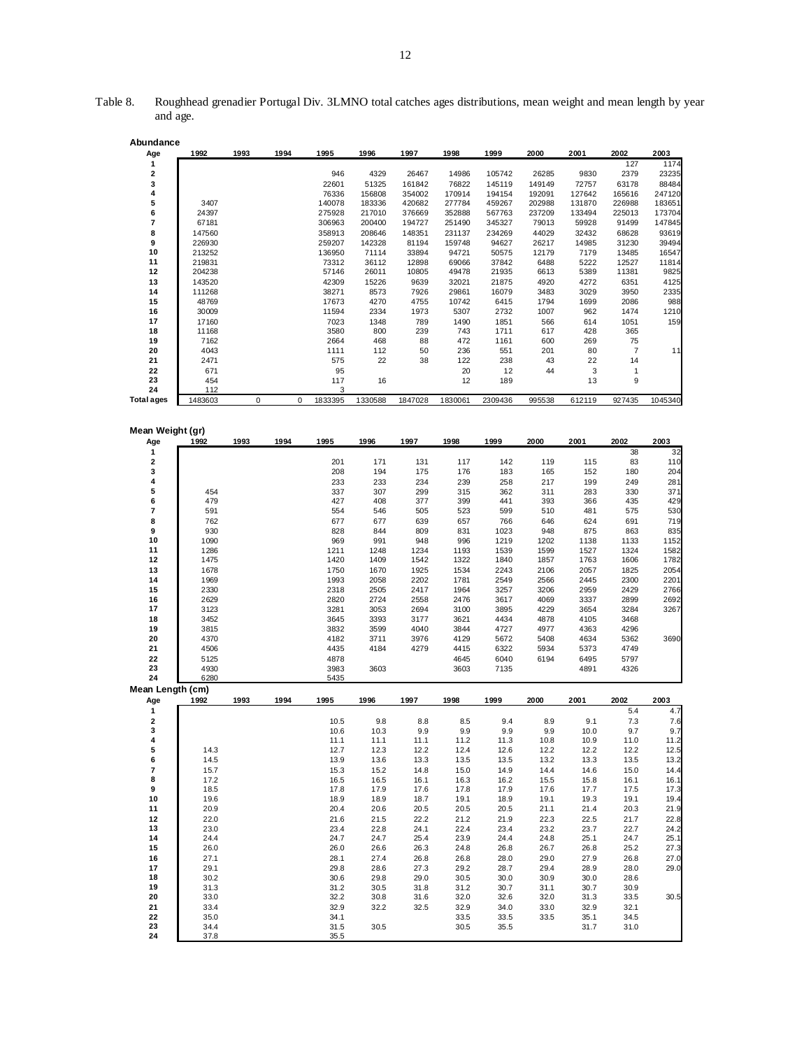Table 8. Roughhead grenadier Portugal Div. 3LMNO total catches ages distributions, mean weight and mean length by year and age.

**Abundance**

| Age | 1992 | 1993 | 1994 | 1995 | 1996 | 1997 | 1998 | 1999 | 2000 | 2001 | 2002 | 2003 |
|---|---|---|---|---|---|---|---|---|---|---|---|---|
| 1 | | | | | | | | | | | 127 | 1174 |
| 2 | | | | 946 | 4329 | 26467 | 14986 | 105742 | 26285 | 9830 | 2379 | 23235 |
| 3 | | | | 22601 | 51325 | 161842 | 76822 | 145119 | 149149 | 72757 | 63178 | 88484 |
| 4 | | | | 76336 | 156808 | 354002 | 170914 | 194154 | 192091 | 127642 | 165616 | 247120 |
| 5 | 3407 | | | 140078 | 183336 | 420682 | 277784 | 459267 | 202988 | 131870 | 226988 | 183651 |
| 6 | 24397 | | | 275928 | 217010 | 376669 | 352888 | 567763 | 237209 | 133494 | 225013 | 173704 |
| 7 | 67181 | | | 306963 | 200400 | 194727 | 251490 | 345327 | 79013 | 59928 | 91499 | 147845 |
| 8 | 147560 | | | 358913 | 208646 | 148351 | 231137 | 234269 | 44029 | 32432 | 68628 | 93619 |
| 9 | 226930 | | | 259207 | 142328 | 81194 | 159748 | 94627 | 26217 | 14985 | 31230 | 39494 |
| 10 | 213252 | | | 136950 | 71114 | 33894 | 94721 | 50575 | 12179 | 7179 | 13485 | 16547 |
| 11 | 219831 | | | 73312 | 36112 | 12898 | 69066 | 37842 | 6488 | 5222 | 12527 | 11814 |
| 12 | 204238 | | | 57146 | 26011 | 10805 | 49478 | 21935 | 6613 | 5389 | 11381 | 9825 |
| 13 | 143520 | | | 42309 | 15226 | 9639 | 32021 | 21875 | 4920 | 4272 | 6351 | 4125 |
| 14 | 111268 | | | 38271 | 8573 | 7926 | 29861 | 16079 | 3483 | 3029 | 3950 | 2335 |
| 15 | 48769 | | | 17673 | 4270 | 4755 | 10742 | 6415 | 1794 | 1699 | 2086 | 988 |
| 16 | 30009 | | | 11594 | 2334 | 1973 | 5307 | 2732 | 1007 | 962 | 1474 | 1210 |
| 17 | 17160 | | | 7023 | 1348 | 789 | 1490 | 1851 | 566 | 614 | 1051 | 159 |
| 18 | 11168 | | | 3580 | 800 | 239 | 743 | 1711 | 617 | 428 | 365 | |
| 19 | 7162 | | | 2664 | 468 | 88 | 472 | 1161 | 600 | 269 | 75 | |
| 20 | 4043 | | | 1111 | 112 | 50 | 236 | 551 | 201 | 80 | 7 | 11 |
| 21 | 2471 | | | 575 | 22 | 38 | 122 | 238 | 43 | 22 | 14 | |
| 22 | 671 | | | 95 | | | 20 | 12 | 44 | 3 | 1 | |
| 23 | 454 | | | 117 | 16 | | 12 | 189 | | 13 | 9 | |
| 24 | 112 | | | 3 | | | | | | | | |
| Total ages | 1483603 | 0 | 0 | 1833395 | 1330588 | 1847028 | 1830061 | 2309436 | 995538 | 612119 | 927435 | 1045340 |

**Mean Weight (gr)**

| Age | 1992 | 1993 | 1994 | 1995 | 1996 | 1997 | 1998 | 1999 | 2000 | 2001 | 2002 | 2003 |
|---|---|---|---|---|---|---|---|---|---|---|---|---|
| 1 | | | | | | | | | | | 38 | 32 |
| 2 | | | | 201 | 171 | 131 | 117 | 142 | 119 | 115 | 83 | 110 |
| 3 | | | | 208 | 194 | 175 | 176 | 183 | 165 | 152 | 180 | 204 |
| 4 | | | | 233 | 233 | 234 | 239 | 258 | 217 | 199 | 249 | 281 |
| 5 | 454 | | | 337 | 307 | 299 | 315 | 362 | 311 | 283 | 330 | 371 |
| 6 | 479 | | | 427 | 408 | 377 | 399 | 441 | 393 | 366 | 435 | 429 |
| 7 | 591 | | | 554 | 546 | 505 | 523 | 599 | 510 | 481 | 575 | 530 |
| 8 | 762 | | | 677 | 677 | 639 | 657 | 766 | 646 | 624 | 691 | 719 |
| 9 | 930 | | | 828 | 844 | 809 | 831 | 1023 | 948 | 875 | 863 | 835 |
| 10 | 1090 | | | 969 | 991 | 948 | 996 | 1219 | 1202 | 1138 | 1133 | 1152 |
| 11 | 1286 | | | 1211 | 1248 | 1234 | 1193 | 1539 | 1599 | 1527 | 1324 | 1582 |
| 12 | 1475 | | | 1420 | 1409 | 1542 | 1322 | 1840 | 1857 | 1763 | 1606 | 1782 |
| 13 | 1678 | | | 1750 | 1670 | 1925 | 1534 | 2243 | 2106 | 2057 | 1825 | 2054 |
| 14 | 1969 | | | 1993 | 2058 | 2202 | 1781 | 2549 | 2566 | 2445 | 2300 | 2201 |
| 15 | 2330 | | | 2318 | 2505 | 2417 | 1964 | 3257 | 3206 | 2959 | 2429 | 2766 |
| 16 | 2629 | | | 2820 | 2724 | 2558 | 2476 | 3617 | 4069 | 3337 | 2899 | 2692 |
| 17 | 3123 | | | 3281 | 3053 | 2694 | 3100 | 3895 | 4229 | 3654 | 3284 | 3267 |
| 18 | 3452 | | | 3645 | 3393 | 3177 | 3621 | 4434 | 4878 | 4105 | 3468 | |
| 19 | 3815 | | | 3832 | 3599 | 4040 | 3844 | 4727 | 4977 | 4363 | 4296 | |
| 20 | 4370 | | | 4182 | 3711 | 3976 | 4129 | 5672 | 5408 | 4634 | 5362 | 3690 |
| 21 | 4506 | | | 4435 | 4184 | 4279 | 4415 | 6322 | 5934 | 5373 | 4749 | |
| 22 | 5125 | | | 4878 | | | 4645 | 6040 | 6194 | 6495 | 5797 | |
| 23 | 4930 | | | 3983 | 3603 | | 3603 | 7135 | | 4891 | 4326 | |
| 24 | 6280 | | | 5435 | | | | | | | | |

**Mean Length (cm)**

| Age | 1992 | 1993 | 1994 | 1995 | 1996 | 1997 | 1998 | 1999 | 2000 | 2001 | 2002 | 2003 |
|---|---|---|---|---|---|---|---|---|---|---|---|---|
| 1 | | | | | | | | | | | 5.4 | 4.7 |
| 2 | | | | 10.5 | 9.8 | 8.8 | 8.5 | 9.4 | 8.9 | 9.1 | 7.3 | 7.6 |
| 3 | | | | 10.6 | 10.3 | 9.9 | 9.9 | 9.9 | 9.9 | 10.0 | 9.7 | 9.7 |
| 4 | | | | 11.1 | 11.1 | 11.1 | 11.2 | 11.3 | 10.8 | 10.9 | 11.0 | 11.2 |
| 5 | 14.3 | | | 12.7 | 12.3 | 12.2 | 12.4 | 12.6 | 12.2 | 12.2 | 12.2 | 12.5 |
| 6 | 14.5 | | | 13.9 | 13.6 | 13.3 | 13.5 | 13.5 | 13.2 | 13.3 | 13.5 | 13.2 |
| 7 | 15.7 | | | 15.3 | 15.2 | 14.8 | 15.0 | 14.9 | 14.4 | 14.6 | 15.0 | 14.4 |
| 8 | 17.2 | | | 16.5 | 16.5 | 16.1 | 16.3 | 16.2 | 15.5 | 15.8 | 16.1 | 16.1 |
| 9 | 18.5 | | | 17.8 | 17.9 | 17.6 | 17.8 | 17.9 | 17.6 | 17.7 | 17.5 | 17.3 |
| 10 | 19.6 | | | 18.9 | 18.9 | 18.7 | 19.1 | 18.9 | 19.1 | 19.3 | 19.1 | 19.4 |
| 11 | 20.9 | | | 20.4 | 20.6 | 20.5 | 20.5 | 20.5 | 21.1 | 21.4 | 20.3 | 21.9 |
| 12 | 22.0 | | | 21.6 | 21.5 | 22.2 | 21.2 | 21.9 | 22.3 | 22.5 | 21.7 | 22.8 |
| 13 | 23.0 | | | 23.4 | 22.8 | 24.1 | 22.4 | 23.4 | 23.2 | 23.7 | 22.7 | 24.2 |
| 14 | 24.4 | | | 24.7 | 24.7 | 25.4 | 23.9 | 24.4 | 24.8 | 25.1 | 24.7 | 25.1 |
| 15 | 26.0 | | | 26.0 | 26.6 | 26.3 | 24.8 | 26.8 | 26.7 | 26.8 | 25.2 | 27.3 |
| 16 | 27.1 | | | 28.1 | 27.4 | 26.8 | 26.8 | 28.0 | 29.0 | 27.9 | 26.8 | 27.0 |
| 17 | 29.1 | | | 29.8 | 28.6 | 27.3 | 29.2 | 28.7 | 29.4 | 28.9 | 28.0 | 29.0 |
| 18 | 30.2 | | | 30.6 | 29.8 | 29.0 | 30.5 | 30.0 | 30.9 | 30.0 | 28.6 | |
| 19 | 31.3 | | | 31.2 | 30.5 | 31.8 | 31.2 | 30.7 | 31.1 | 30.7 | 30.9 | |
| 20 | 33.0 | | | 32.2 | 30.8 | 31.6 | 32.0 | 32.6 | 32.0 | 31.3 | 33.5 | 30.5 |
| 21 | 33.4 | | | 32.9 | 32.2 | 32.5 | 32.9 | 34.0 | 33.0 | 32.9 | 32.1 | |
| 22 | 35.0 | | | 34.1 | | | 33.5 | 33.5 | 33.5 | 35.1 | 34.5 | |
| 23 | 34.4 | | | 31.5 | 30.5 | | 30.5 | 35.5 | | 31.7 | 31.0 | |
| 24 | 37.8 | | | 35.5 | | | | | | | | |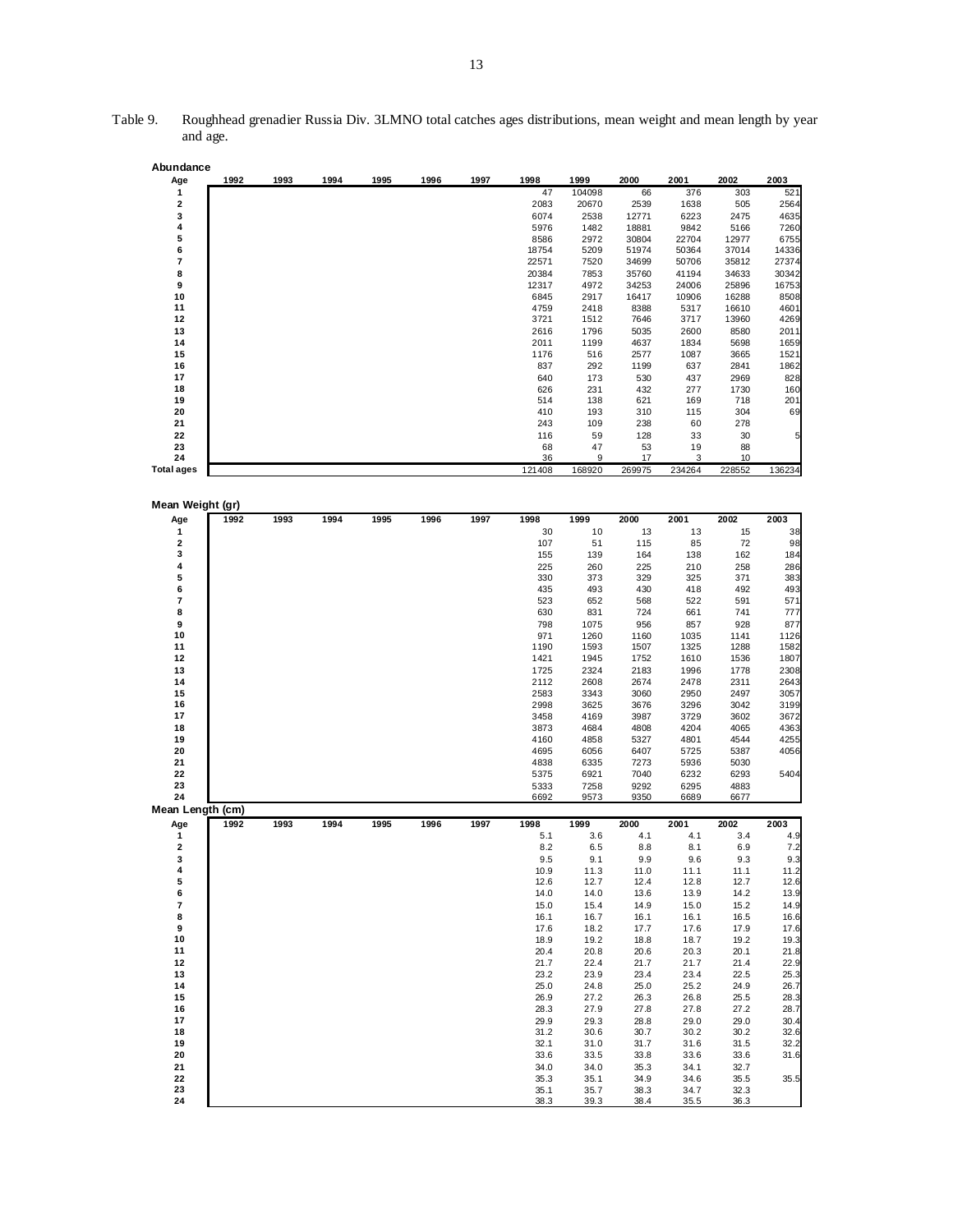Table 9. Roughhead grenadier Russia Div. 3LMNO total catches ages distributions, mean weight and mean length by year and age.

**Abundance**

| Age | 1992 | 1993 | 1994 | 1995 | 1996 | 1997 | 1998 | 1999 | 2000 | 2001 | 2002 | 2003 |
|---|---|---|---|---|---|---|---|---|---|---|---|---|
| 1 | | | | | | | 47 | 104098 | 66 | 376 | 303 | 521 |
| 2 | | | | | | | 2083 | 20670 | 2539 | 1638 | 505 | 2564 |
| 3 | | | | | | | 6074 | 2538 | 12771 | 6223 | 2475 | 4635 |
| 4 | | | | | | | 5976 | 1482 | 18881 | 9842 | 5166 | 7260 |
| 5 | | | | | | | 8586 | 2972 | 30804 | 22704 | 12977 | 6755 |
| 6 | | | | | | | 18754 | 5209 | 51974 | 50364 | 37014 | 14336 |
| 7 | | | | | | | 22571 | 7520 | 34699 | 50706 | 35812 | 27374 |
| 8 | | | | | | | 20384 | 7853 | 35760 | 41194 | 34633 | 30342 |
| 9 | | | | | | | 12317 | 4972 | 34253 | 24006 | 25896 | 16753 |
| 10 | | | | | | | 6845 | 2917 | 16417 | 10906 | 16288 | 8508 |
| 11 | | | | | | | 4759 | 2418 | 8388 | 5317 | 16610 | 4601 |
| 12 | | | | | | | 3721 | 1512 | 7646 | 3717 | 13960 | 4269 |
| 13 | | | | | | | 2616 | 1796 | 5035 | 2600 | 8580 | 2011 |
| 14 | | | | | | | 2011 | 1199 | 4637 | 1834 | 5698 | 1659 |
| 15 | | | | | | | 1176 | 516 | 2577 | 1087 | 3665 | 1521 |
| 16 | | | | | | | 837 | 292 | 1199 | 637 | 2841 | 1862 |
| 17 | | | | | | | 640 | 173 | 530 | 437 | 2969 | 828 |
| 18 | | | | | | | 626 | 231 | 432 | 277 | 1730 | 160 |
| 19 | | | | | | | 514 | 138 | 621 | 169 | 718 | 201 |
| 20 | | | | | | | 410 | 193 | 310 | 115 | 304 | 69 |
| 21 | | | | | | | 243 | 109 | 238 | 60 | 278 | |
| 22 | | | | | | | 116 | 59 | 128 | 33 | 30 | 5 |
| 23 | | | | | | | 68 | 47 | 53 | 19 | 88 | |
| 24 | | | | | | | 36 | 9 | 17 | 3 | 10 | |
| Total ages | | | | | | | 121408 | 168920 | 269975 | 234264 | 228552 | 136234 |

**Mean Weight (gr)**

| Age | 1992 | 1993 | 1994 | 1995 | 1996 | 1997 | 1998 | 1999 | 2000 | 2001 | 2002 | 2003 |
|---|---|---|---|---|---|---|---|---|---|---|---|---|
| 1 | | | | | | | 30 | 10 | 13 | 13 | 15 | 38 |
| 2 | | | | | | | 107 | 51 | 115 | 85 | 72 | 98 |
| 3 | | | | | | | 155 | 139 | 164 | 138 | 162 | 184 |
| 4 | | | | | | | 225 | 260 | 225 | 210 | 258 | 286 |
| 5 | | | | | | | 330 | 373 | 329 | 325 | 371 | 383 |
| 6 | | | | | | | 435 | 493 | 430 | 418 | 492 | 493 |
| 7 | | | | | | | 523 | 652 | 568 | 522 | 591 | 571 |
| 8 | | | | | | | 630 | 831 | 724 | 661 | 741 | 777 |
| 9 | | | | | | | 798 | 1075 | 956 | 857 | 928 | 877 |
| 10 | | | | | | | 971 | 1260 | 1160 | 1035 | 1141 | 1126 |
| 11 | | | | | | | 1190 | 1593 | 1507 | 1325 | 1288 | 1582 |
| 12 | | | | | | | 1421 | 1945 | 1752 | 1610 | 1536 | 1807 |
| 13 | | | | | | | 1725 | 2324 | 2183 | 1996 | 1778 | 2308 |
| 14 | | | | | | | 2112 | 2608 | 2674 | 2478 | 2311 | 2643 |
| 15 | | | | | | | 2583 | 3343 | 3060 | 2950 | 2497 | 3057 |
| 16 | | | | | | | 2998 | 3625 | 3676 | 3296 | 3042 | 3199 |
| 17 | | | | | | | 3458 | 4169 | 3987 | 3729 | 3602 | 3672 |
| 18 | | | | | | | 3873 | 4684 | 4808 | 4204 | 4065 | 4363 |
| 19 | | | | | | | 4160 | 4858 | 5327 | 4801 | 4544 | 4255 |
| 20 | | | | | | | 4695 | 6056 | 6407 | 5725 | 5387 | 4056 |
| 21 | | | | | | | 4838 | 6335 | 7273 | 5936 | 5030 | |
| 22 | | | | | | | 5375 | 6921 | 7040 | 6232 | 6293 | 5404 |
| 23 | | | | | | | 5333 | 7258 | 9292 | 6295 | 4883 | |
| 24 | | | | | | | 6692 | 9573 | 9350 | 6689 | 6677 | |

**Mean Length (cm)**

| Age | 1992 | 1993 | 1994 | 1995 | 1996 | 1997 | 1998 | 1999 | 2000 | 2001 | 2002 | 2003 |
|---|---|---|---|---|---|---|---|---|---|---|---|---|
| 1 | | | | | | | 5.1 | 3.6 | 4.1 | 4.1 | 3.4 | 4.9 |
| 2 | | | | | | | 8.2 | 6.5 | 8.8 | 8.1 | 6.9 | 7.2 |
| 3 | | | | | | | 9.5 | 9.1 | 9.9 | 9.6 | 9.3 | 9.3 |
| 4 | | | | | | | 10.9 | 11.3 | 11.0 | 11.1 | 11.1 | 11.2 |
| 5 | | | | | | | 12.6 | 12.7 | 12.4 | 12.8 | 12.7 | 12.6 |
| 6 | | | | | | | 14.0 | 14.0 | 13.6 | 13.9 | 14.2 | 13.9 |
| 7 | | | | | | | 15.0 | 15.4 | 14.9 | 15.0 | 15.2 | 14.9 |
| 8 | | | | | | | 16.1 | 16.7 | 16.1 | 16.1 | 16.5 | 16.6 |
| 9 | | | | | | | 17.6 | 18.2 | 17.7 | 17.6 | 17.9 | 17.6 |
| 10 | | | | | | | 18.9 | 19.2 | 18.8 | 18.7 | 19.2 | 19.3 |
| 11 | | | | | | | 20.4 | 20.8 | 20.6 | 20.3 | 20.1 | 21.8 |
| 12 | | | | | | | 21.7 | 22.4 | 21.7 | 21.7 | 21.4 | 22.9 |
| 13 | | | | | | | 23.2 | 23.9 | 23.4 | 23.4 | 22.5 | 25.3 |
| 14 | | | | | | | 25.0 | 24.8 | 25.0 | 25.2 | 24.9 | 26.7 |
| 15 | | | | | | | 26.9 | 27.2 | 26.3 | 26.8 | 25.5 | 28.3 |
| 16 | | | | | | | 28.3 | 27.9 | 27.8 | 27.8 | 27.2 | 28.7 |
| 17 | | | | | | | 29.9 | 29.3 | 28.8 | 29.0 | 29.0 | 30.4 |
| 18 | | | | | | | 31.2 | 30.6 | 30.7 | 30.2 | 30.2 | 32.6 |
| 19 | | | | | | | 32.1 | 31.0 | 31.7 | 31.6 | 31.5 | 32.2 |
| 20 | | | | | | | 33.6 | 33.5 | 33.8 | 33.6 | 33.6 | 31.6 |
| 21 | | | | | | | 34.0 | 34.0 | 35.3 | 34.1 | 32.7 | |
| 22 | | | | | | | 35.3 | 35.1 | 34.9 | 34.6 | 35.5 | 35.5 |
| 23 | | | | | | | 35.1 | 35.7 | 38.3 | 34.7 | 32.3 | |
| 24 | | | | | | | 38.3 | 39.3 | 38.4 | 35.5 | 36.3 | |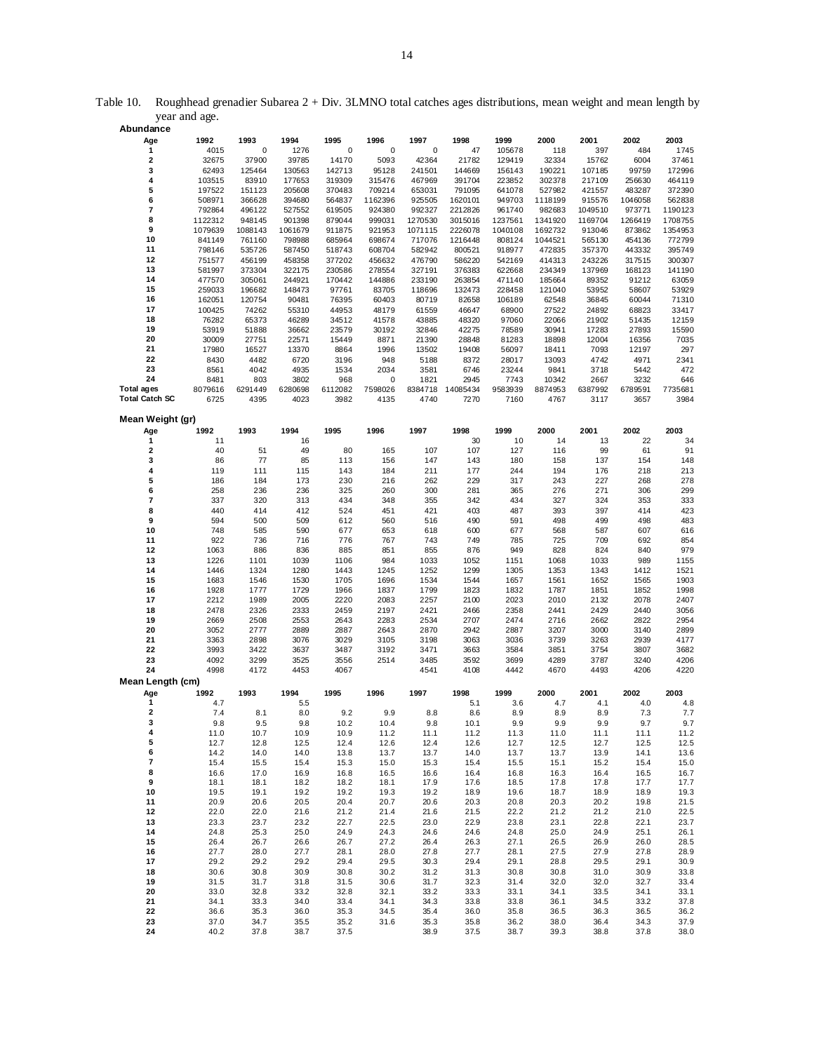Table 10. Roughhead grenadier Subarea 2 + Div. 3LMNO total catches ages distributions, mean weight and mean length by year and age.

**Abundance**

| Age | 1992 | 1993 | 1994 | 1995 | 1996 | 1997 | 1998 | 1999 | 2000 | 2001 | 2002 | 2003 |
|---|---|---|---|---|---|---|---|---|---|---|---|---|
| 1 | 4015 | 0 | 1276 | 0 | 0 | 0 | 47 | 105678 | 118 | 397 | 484 | 1745 |
| 2 | 32675 | 37900 | 39785 | 14170 | 5093 | 42364 | 21782 | 129419 | 32334 | 15762 | 6004 | 37461 |
| 3 | 62493 | 125464 | 130563 | 142713 | 95128 | 241501 | 144669 | 156143 | 190221 | 107185 | 99759 | 172996 |
| 4 | 103515 | 83910 | 177653 | 319309 | 315476 | 467969 | 391704 | 223852 | 302378 | 217109 | 256630 | 464119 |
| 5 | 197522 | 151123 | 205608 | 370483 | 709214 | 653031 | 791095 | 641078 | 527982 | 421557 | 483287 | 372390 |
| 6 | 508971 | 366628 | 394680 | 564837 | 1162396 | 925505 | 1620101 | 949703 | 1118199 | 915576 | 1046058 | 562838 |
| 7 | 792864 | 496122 | 527552 | 619505 | 924380 | 992327 | 2212826 | 961740 | 982683 | 1049510 | 973771 | 1190123 |
| 8 | 1122312 | 948145 | 901398 | 879044 | 999031 | 1270530 | 3015016 | 1237561 | 1341920 | 1169704 | 1266419 | 1708755 |
| 9 | 1079639 | 1088143 | 1061679 | 911875 | 921953 | 1071115 | 2226078 | 1040108 | 1692732 | 913046 | 873862 | 1354953 |
| 10 | 841149 | 761160 | 798988 | 685964 | 698674 | 717076 | 1216448 | 808124 | 1044521 | 565130 | 454136 | 772799 |
| 11 | 798146 | 535726 | 587450 | 518743 | 608704 | 582942 | 800521 | 918977 | 472835 | 357370 | 443332 | 395749 |
| 12 | 751577 | 456199 | 458358 | 377202 | 456632 | 476790 | 586220 | 542169 | 414313 | 243226 | 317515 | 300307 |
| 13 | 581997 | 373304 | 322175 | 230586 | 278554 | 327191 | 376383 | 622668 | 234349 | 137969 | 168123 | 141190 |
| 14 | 477570 | 305061 | 244921 | 170442 | 144886 | 233190 | 263854 | 471140 | 185664 | 89352 | 91212 | 63059 |
| 15 | 259033 | 196682 | 148473 | 97761 | 83705 | 118696 | 132473 | 228458 | 121040 | 53952 | 58607 | 53929 |
| 16 | 162051 | 120754 | 90481 | 76395 | 60403 | 80719 | 82658 | 106189 | 62548 | 36845 | 60044 | 71310 |
| 17 | 100425 | 74262 | 55310 | 44953 | 48179 | 61559 | 46647 | 68900 | 27522 | 24892 | 68823 | 33417 |
| 18 | 76282 | 65373 | 46289 | 34512 | 41578 | 43885 | 48320 | 97060 | 22066 | 21902 | 51435 | 12159 |
| 19 | 53919 | 51888 | 36662 | 23579 | 30192 | 32846 | 42275 | 78589 | 30941 | 17283 | 27893 | 15590 |
| 20 | 30009 | 27751 | 22571 | 15449 | 8871 | 21390 | 28848 | 81283 | 18898 | 12004 | 16356 | 7035 |
| 21 | 17980 | 16527 | 13370 | 8864 | 1996 | 13502 | 19408 | 56097 | 18411 | 7093 | 12197 | 297 |
| 22 | 8430 | 4482 | 6720 | 3196 | 948 | 5188 | 8372 | 28017 | 13093 | 4742 | 4971 | 2341 |
| 23 | 8561 | 4042 | 4935 | 1534 | 2034 | 3581 | 6746 | 23244 | 9841 | 3718 | 5442 | 472 |
| 24 | 8481 | 803 | 3802 | 968 | 0 | 1821 | 2945 | 7743 | 10342 | 2667 | 3232 | 646 |
| Total ages | 8079616 | 6291449 | 6280698 | 6112082 | 7598026 | 8384718 | 14085434 | 9583939 | 8874953 | 6387992 | 6789591 | 7735681 |
| Total Catch SC | 6725 | 4395 | 4023 | 3982 | 4135 | 4740 | 7270 | 7160 | 4767 | 3117 | 3657 | 3984 |

**Mean Weight (gr)**

| Age | 1992 | 1993 | 1994 | 1995 | 1996 | 1997 | 1998 | 1999 | 2000 | 2001 | 2002 | 2003 |
|---|---|---|---|---|---|---|---|---|---|---|---|---|
| 1 | 11 | | 16 | | | | 30 | 10 | 14 | 13 | 22 | 34 |
| 2 | 40 | 51 | 49 | 80 | 165 | 107 | 107 | 127 | 116 | 99 | 61 | 91 |
| 3 | 86 | 77 | 85 | 113 | 156 | 147 | 143 | 180 | 158 | 137 | 154 | 148 |
| 4 | 119 | 111 | 115 | 143 | 184 | 211 | 177 | 244 | 194 | 176 | 218 | 213 |
| 5 | 186 | 184 | 173 | 230 | 216 | 262 | 229 | 317 | 243 | 227 | 268 | 278 |
| 6 | 258 | 236 | 236 | 325 | 260 | 300 | 281 | 365 | 276 | 271 | 306 | 299 |
| 7 | 337 | 320 | 313 | 434 | 348 | 355 | 342 | 434 | 327 | 324 | 353 | 333 |
| 8 | 440 | 414 | 412 | 524 | 451 | 421 | 403 | 487 | 393 | 397 | 414 | 423 |
| 9 | 594 | 500 | 509 | 612 | 560 | 516 | 490 | 591 | 498 | 499 | 498 | 483 |
| 10 | 748 | 585 | 590 | 677 | 653 | 618 | 600 | 677 | 568 | 587 | 607 | 616 |
| 11 | 922 | 736 | 716 | 776 | 767 | 743 | 749 | 785 | 725 | 709 | 692 | 854 |
| 12 | 1063 | 886 | 836 | 885 | 851 | 855 | 876 | 949 | 828 | 824 | 840 | 979 |
| 13 | 1226 | 1101 | 1039 | 1106 | 984 | 1033 | 1052 | 1151 | 1068 | 1033 | 989 | 1155 |
| 14 | 1446 | 1324 | 1280 | 1443 | 1245 | 1252 | 1299 | 1305 | 1353 | 1343 | 1412 | 1521 |
| 15 | 1683 | 1546 | 1530 | 1705 | 1696 | 1534 | 1544 | 1657 | 1561 | 1652 | 1565 | 1903 |
| 16 | 1928 | 1777 | 1729 | 1966 | 1837 | 1799 | 1823 | 1832 | 1787 | 1851 | 1852 | 1998 |
| 17 | 2212 | 1989 | 2005 | 2220 | 2083 | 2257 | 2100 | 2023 | 2010 | 2132 | 2078 | 2407 |
| 18 | 2478 | 2326 | 2333 | 2459 | 2197 | 2421 | 2466 | 2358 | 2441 | 2429 | 2440 | 3056 |
| 19 | 2669 | 2508 | 2553 | 2643 | 2283 | 2534 | 2707 | 2474 | 2716 | 2662 | 2822 | 2954 |
| 20 | 3052 | 2777 | 2889 | 2887 | 2643 | 2870 | 2942 | 2887 | 3207 | 3000 | 3140 | 2899 |
| 21 | 3363 | 2898 | 3076 | 3029 | 3105 | 3198 | 3063 | 3036 | 3739 | 3263 | 2939 | 4177 |
| 22 | 3993 | 3422 | 3637 | 3487 | 3192 | 3471 | 3663 | 3584 | 3851 | 3754 | 3807 | 3682 |
| 23 | 4092 | 3299 | 3525 | 3556 | 2514 | 3485 | 3592 | 3699 | 4289 | 3787 | 3240 | 4206 |
| 24 | 4998 | 4172 | 4453 | 4067 | | 4541 | 4108 | 4442 | 4670 | 4493 | 4206 | 4220 |

**Mean Length (cm)**

| Age | 1992 | 1993 | 1994 | 1995 | 1996 | 1997 | 1998 | 1999 | 2000 | 2001 | 2002 | 2003 |
|---|---|---|---|---|---|---|---|---|---|---|---|---|
| 1 | 4.7 | | 5.5 | | | | 5.1 | 3.6 | 4.7 | 4.1 | 4.0 | 4.8 |
| 2 | 7.4 | 8.1 | 8.0 | 9.2 | 9.9 | 8.8 | 8.6 | 8.9 | 8.9 | 8.9 | 7.3 | 7.7 |
| 3 | 9.8 | 9.5 | 9.8 | 10.2 | 10.4 | 9.8 | 10.1 | 9.9 | 9.9 | 9.9 | 9.7 | 9.7 |
| 4 | 11.0 | 10.7 | 10.9 | 10.9 | 11.2 | 11.1 | 11.2 | 11.3 | 11.0 | 11.1 | 11.1 | 11.2 |
| 5 | 12.7 | 12.8 | 12.5 | 12.4 | 12.6 | 12.4 | 12.6 | 12.7 | 12.5 | 12.7 | 12.5 | 12.5 |
| 6 | 14.2 | 14.0 | 14.0 | 13.8 | 13.7 | 13.7 | 14.0 | 13.7 | 13.7 | 13.9 | 14.1 | 13.6 |
| 7 | 15.4 | 15.5 | 15.4 | 15.3 | 15.0 | 15.3 | 15.4 | 15.5 | 15.1 | 15.2 | 15.4 | 15.0 |
| 8 | 16.6 | 17.0 | 16.9 | 16.8 | 16.5 | 16.6 | 16.4 | 16.8 | 16.3 | 16.4 | 16.5 | 16.7 |
| 9 | 18.1 | 18.1 | 18.2 | 18.2 | 18.1 | 17.9 | 17.6 | 18.5 | 17.8 | 17.8 | 17.7 | 17.7 |
| 10 | 19.5 | 19.1 | 19.2 | 19.2 | 19.3 | 19.2 | 18.9 | 19.6 | 18.7 | 18.9 | 18.9 | 19.3 |
| 11 | 20.9 | 20.6 | 20.5 | 20.4 | 20.7 | 20.6 | 20.3 | 20.8 | 20.3 | 20.2 | 19.8 | 21.5 |
| 12 | 22.0 | 22.0 | 21.6 | 21.2 | 21.4 | 21.6 | 21.5 | 22.2 | 21.2 | 21.2 | 21.0 | 22.5 |
| 13 | 23.3 | 23.7 | 23.2 | 22.7 | 22.5 | 23.0 | 22.9 | 23.8 | 23.1 | 22.8 | 22.1 | 23.7 |
| 14 | 24.8 | 25.3 | 25.0 | 24.9 | 24.3 | 24.6 | 24.6 | 24.8 | 25.0 | 24.9 | 25.1 | 26.1 |
| 15 | 26.4 | 26.7 | 26.6 | 26.7 | 27.2 | 26.4 | 26.3 | 27.1 | 26.5 | 26.9 | 26.0 | 28.5 |
| 16 | 27.7 | 28.0 | 27.7 | 28.1 | 28.0 | 27.8 | 27.7 | 28.1 | 27.5 | 27.9 | 27.8 | 28.9 |
| 17 | 29.2 | 29.2 | 29.2 | 29.4 | 29.5 | 30.3 | 29.4 | 29.1 | 28.8 | 29.5 | 29.1 | 30.9 |
| 18 | 30.6 | 30.8 | 30.9 | 30.8 | 30.2 | 31.2 | 31.3 | 30.8 | 30.8 | 31.0 | 30.9 | 33.8 |
| 19 | 31.5 | 31.7 | 31.8 | 31.5 | 30.6 | 31.7 | 32.3 | 31.4 | 32.0 | 32.0 | 32.7 | 33.4 |
| 20 | 33.0 | 32.8 | 33.2 | 32.8 | 32.1 | 33.2 | 33.3 | 33.1 | 34.1 | 33.5 | 34.1 | 33.1 |
| 21 | 34.1 | 33.3 | 34.0 | 33.4 | 34.1 | 34.3 | 33.8 | 33.8 | 36.1 | 34.5 | 33.2 | 37.8 |
| 22 | 36.6 | 35.3 | 36.0 | 35.3 | 34.5 | 35.4 | 36.0 | 35.8 | 36.5 | 36.3 | 36.5 | 36.2 |
| 23 | 37.0 | 34.7 | 35.5 | 35.2 | 31.6 | 35.3 | 35.8 | 36.2 | 38.0 | 36.4 | 34.3 | 37.9 |
| 24 | 40.2 | 37.8 | 38.7 | 37.5 | | 38.9 | 37.5 | 38.7 | 39.3 | 38.8 | 37.8 | 38.0 |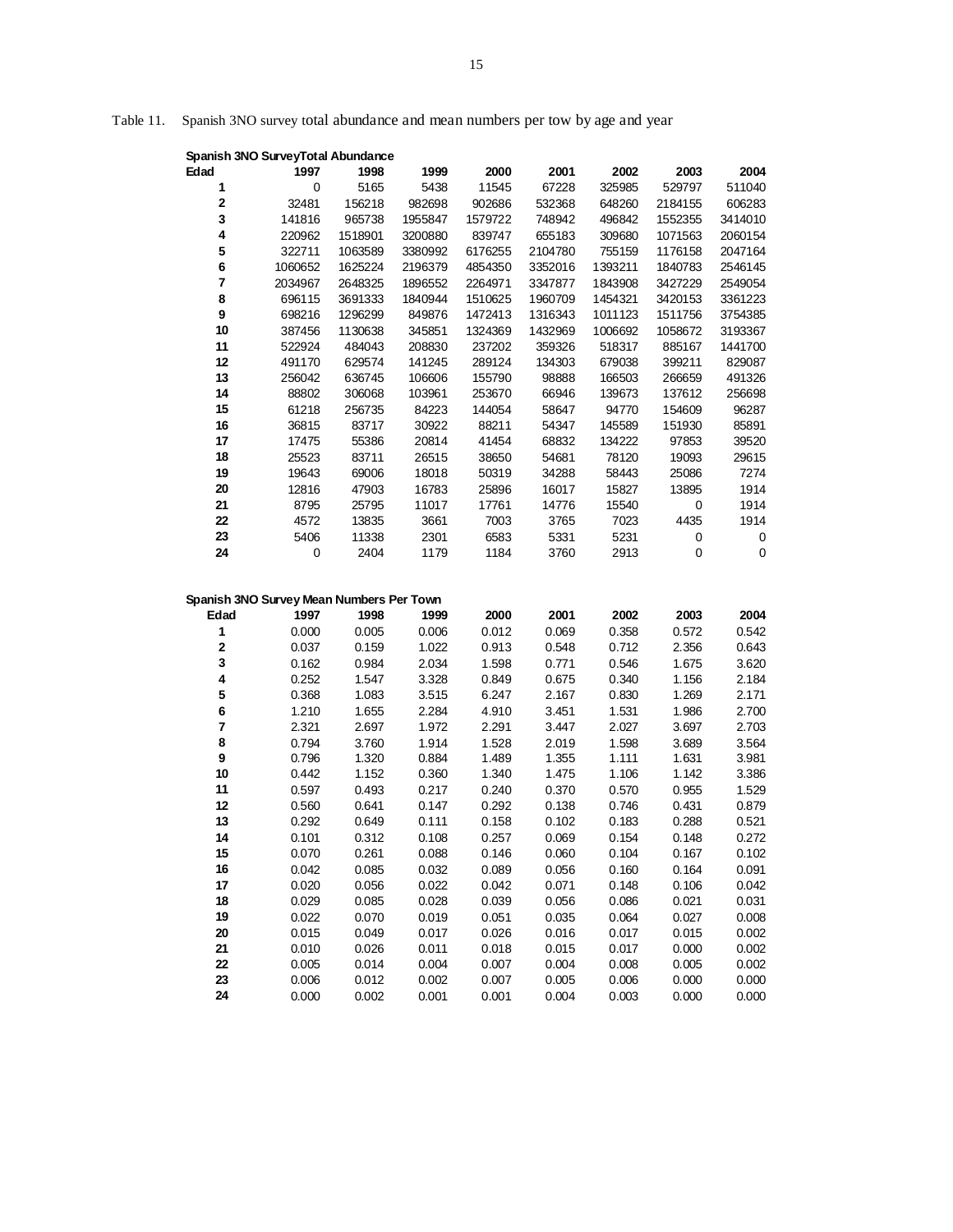Table 11. Spanish 3NO survey total abundance and mean numbers per tow by age and year

**Spanish 3NO SurveyTotal Abundance**

| Edad | 1997 | 1998 | 1999 | 2000 | 2001 | 2002 | 2003 | 2004 |
|---|---|---|---|---|---|---|---|---|
| 1 | 0 | 5165 | 5438 | 11545 | 67228 | 325985 | 529797 | 511040 |
| 2 | 32481 | 156218 | 982698 | 902686 | 532368 | 648260 | 2184155 | 606283 |
| 3 | 141816 | 965738 | 1955847 | 1579722 | 748942 | 496842 | 1552355 | 3414010 |
| 4 | 220962 | 1518901 | 3200880 | 839747 | 655183 | 309680 | 1071563 | 2060154 |
| 5 | 322711 | 1063589 | 3380992 | 6176255 | 2104780 | 755159 | 1176158 | 2047164 |
| 6 | 1060652 | 1625224 | 2196379 | 4854350 | 3352016 | 1393211 | 1840783 | 2546145 |
| 7 | 2034967 | 2648325 | 1896552 | 2264971 | 3347877 | 1843908 | 3427229 | 2549054 |
| 8 | 696115 | 3691333 | 1840944 | 1510625 | 1960709 | 1454321 | 3420153 | 3361223 |
| 9 | 698216 | 1296299 | 849876 | 1472413 | 1316343 | 1011123 | 1511756 | 3754385 |
| 10 | 387456 | 1130638 | 345851 | 1324369 | 1432969 | 1006692 | 1058672 | 3193367 |
| 11 | 522924 | 484043 | 208830 | 237202 | 359326 | 518317 | 885167 | 1441700 |
| 12 | 491170 | 629574 | 141245 | 289124 | 134303 | 679038 | 399211 | 829087 |
| 13 | 256042 | 636745 | 106606 | 155790 | 98888 | 166503 | 266659 | 491326 |
| 14 | 88802 | 306068 | 103961 | 253670 | 66946 | 139673 | 137612 | 256698 |
| 15 | 61218 | 256735 | 84223 | 144054 | 58647 | 94770 | 154609 | 96287 |
| 16 | 36815 | 83717 | 30922 | 88211 | 54347 | 145589 | 151930 | 85891 |
| 17 | 17475 | 55386 | 20814 | 41454 | 68832 | 134222 | 97853 | 39520 |
| 18 | 25523 | 83711 | 26515 | 38650 | 54681 | 78120 | 19093 | 29615 |
| 19 | 19643 | 69006 | 18018 | 50319 | 34288 | 58443 | 25086 | 7274 |
| 20 | 12816 | 47903 | 16783 | 25896 | 16017 | 15827 | 13895 | 1914 |
| 21 | 8795 | 25795 | 11017 | 17761 | 14776 | 15540 | 0 | 1914 |
| 22 | 4572 | 13835 | 3661 | 7003 | 3765 | 7023 | 4435 | 1914 |
| 23 | 5406 | 11338 | 2301 | 6583 | 5331 | 5231 | 0 | 0 |
| 24 | 0 | 2404 | 1179 | 1184 | 3760 | 2913 | 0 | 0 |

**Spanish 3NO Survey Mean Numbers Per Town**

| Edad | 1997 | 1998 | 1999 | 2000 | 2001 | 2002 | 2003 | 2004 |
|---|---|---|---|---|---|---|---|---|
| 1 | 0.000 | 0.005 | 0.006 | 0.012 | 0.069 | 0.358 | 0.572 | 0.542 |
| 2 | 0.037 | 0.159 | 1.022 | 0.913 | 0.548 | 0.712 | 2.356 | 0.643 |
| 3 | 0.162 | 0.984 | 2.034 | 1.598 | 0.771 | 0.546 | 1.675 | 3.620 |
| 4 | 0.252 | 1.547 | 3.328 | 0.849 | 0.675 | 0.340 | 1.156 | 2.184 |
| 5 | 0.368 | 1.083 | 3.515 | 6.247 | 2.167 | 0.830 | 1.269 | 2.171 |
| 6 | 1.210 | 1.655 | 2.284 | 4.910 | 3.451 | 1.531 | 1.986 | 2.700 |
| 7 | 2.321 | 2.697 | 1.972 | 2.291 | 3.447 | 2.027 | 3.697 | 2.703 |
| 8 | 0.794 | 3.760 | 1.914 | 1.528 | 2.019 | 1.598 | 3.689 | 3.564 |
| 9 | 0.796 | 1.320 | 0.884 | 1.489 | 1.355 | 1.111 | 1.631 | 3.981 |
| 10 | 0.442 | 1.152 | 0.360 | 1.340 | 1.475 | 1.106 | 1.142 | 3.386 |
| 11 | 0.597 | 0.493 | 0.217 | 0.240 | 0.370 | 0.570 | 0.955 | 1.529 |
| 12 | 0.560 | 0.641 | 0.147 | 0.292 | 0.138 | 0.746 | 0.431 | 0.879 |
| 13 | 0.292 | 0.649 | 0.111 | 0.158 | 0.102 | 0.183 | 0.288 | 0.521 |
| 14 | 0.101 | 0.312 | 0.108 | 0.257 | 0.069 | 0.154 | 0.148 | 0.272 |
| 15 | 0.070 | 0.261 | 0.088 | 0.146 | 0.060 | 0.104 | 0.167 | 0.102 |
| 16 | 0.042 | 0.085 | 0.032 | 0.089 | 0.056 | 0.160 | 0.164 | 0.091 |
| 17 | 0.020 | 0.056 | 0.022 | 0.042 | 0.071 | 0.148 | 0.106 | 0.042 |
| 18 | 0.029 | 0.085 | 0.028 | 0.039 | 0.056 | 0.086 | 0.021 | 0.031 |
| 19 | 0.022 | 0.070 | 0.019 | 0.051 | 0.035 | 0.064 | 0.027 | 0.008 |
| 20 | 0.015 | 0.049 | 0.017 | 0.026 | 0.016 | 0.017 | 0.015 | 0.002 |
| 21 | 0.010 | 0.026 | 0.011 | 0.018 | 0.015 | 0.017 | 0.000 | 0.002 |
| 22 | 0.005 | 0.014 | 0.004 | 0.007 | 0.004 | 0.008 | 0.005 | 0.002 |
| 23 | 0.006 | 0.012 | 0.002 | 0.007 | 0.005 | 0.006 | 0.000 | 0.000 |
| 24 | 0.000 | 0.002 | 0.001 | 0.001 | 0.004 | 0.003 | 0.000 | 0.000 |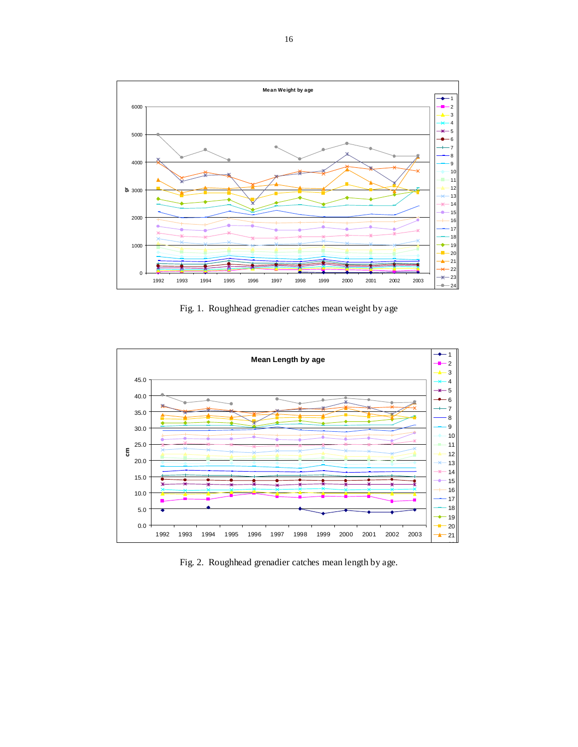Mean Weight by age

gr

6000
5000
4000
3000
2000
1000
0

1992 1993 1994 1995 1996 1997 1998 1999 2000 2001 2002 2003

1
2
3
4
5
6
7
8
9
10
11
12
13
14
15
16
17
18
19
20
21
22
23
24

Fig. 1. Roughhead grenadier catches mean weight by age

Mean Length by age

cm

45.0
40.0
35.0
30.0
25.0
20.0
15.0
10.0
5.0
0.0

1992 1993 1994 1995 1996 1997 1998 1999 2000 2001 2002 2003

1
2
3
4
5
6
7
8
9
10
11
12
13
14
15
16
17
18
19
20
21

Fig. 2. Roughhead grenadier catches mean length by age.